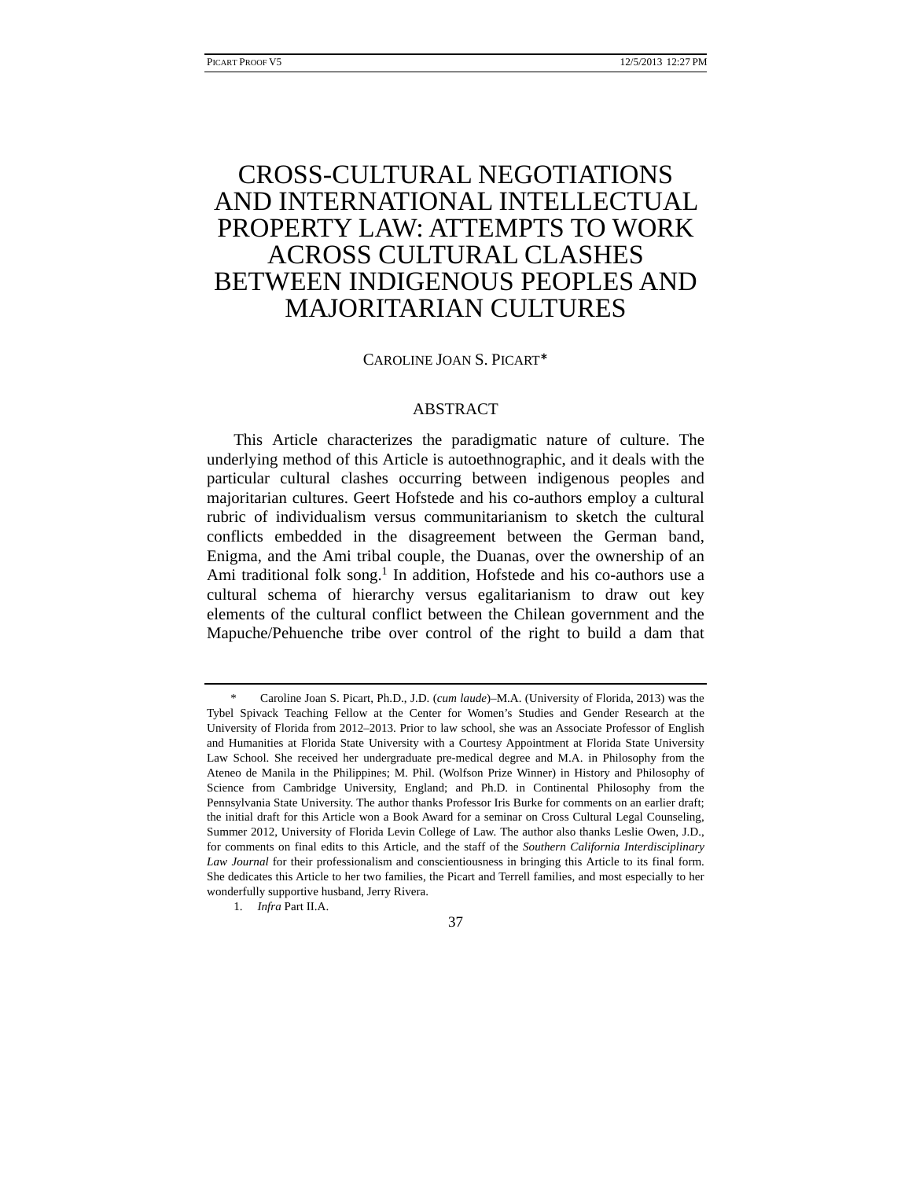# CROSS-CULTURAL NEGOTIATIONS AND INTERNATIONAL INTELLECTUAL PROPERTY LAW: ATTEMPTS TO WORK ACROSS CULTURAL CLASHES BETWEEN INDIGENOUS PEOPLES AND MAJORITARIAN CULTURES

CAROLINE JOAN S. PICART*

## ABSTRACT

This Article characterizes the paradigmatic nature of culture. The underlying method of this Article is autoethnographic, and it deals with the particular cultural clashes occurring between indigenous peoples and majoritarian cultures. Geert Hofstede and his co-authors employ a cultural rubric of individualism versus communitarianism to sketch the cultural conflicts embedded in the disagreement between the German band, Enigma, and the Ami tribal couple, the Duanas, over the ownership of an Ami traditional folk song.[1] In addition, Hofstede and his co-authors use a cultural schema of hierarchy versus egalitarianism to draw out key elements of the cultural conflict between the Chilean government and the Mapuche/Pehuenche tribe over control of the right to build a dam that

---

\* Caroline Joan S. Picart, Ph.D., J.D. (*cum laude*)–M.A. (University of Florida, 2013) was the Tybel Spivack Teaching Fellow at the Center for Women's Studies and Gender Research at the University of Florida from 2012–2013. Prior to law school, she was an Associate Professor of English and Humanities at Florida State University with a Courtesy Appointment at Florida State University Law School. She received her undergraduate pre-medical degree and M.A. in Philosophy from the Ateneo de Manila in the Philippines; M. Phil. (Wolfson Prize Winner) in History and Philosophy of Science from Cambridge University, England; and Ph.D. in Continental Philosophy from the Pennsylvania State University. The author thanks Professor Iris Burke for comments on an earlier draft; the initial draft for this Article won a Book Award for a seminar on Cross Cultural Legal Counseling, Summer 2012, University of Florida Levin College of Law. The author also thanks Leslie Owen, J.D., for comments on final edits to this Article, and the staff of the *Southern California Interdisciplinary Law Journal* for their professionalism and conscientiousness in bringing this Article to its final form. She dedicates this Article to her two families, the Picart and Terrell families, and most especially to her wonderfully supportive husband, Jerry Rivera.

1. *Infra* Part II.A.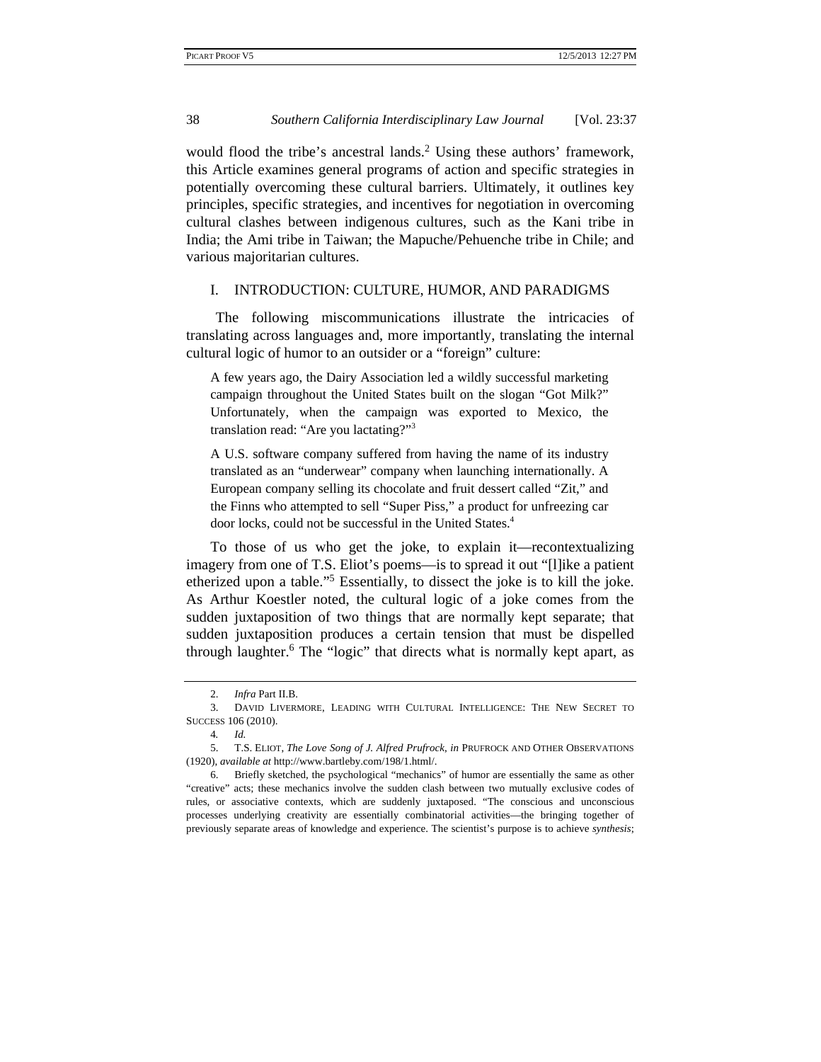would flood the tribe's ancestral lands.[2] Using these authors' framework, this Article examines general programs of action and specific strategies in potentially overcoming these cultural barriers. Ultimately, it outlines key principles, specific strategies, and incentives for negotiation in overcoming cultural clashes between indigenous cultures, such as the Kani tribe in India; the Ami tribe in Taiwan; the Mapuche/Pehuenche tribe in Chile; and various majoritarian cultures.

## I. INTRODUCTION: CULTURE, HUMOR, AND PARADIGMS

The following miscommunications illustrate the intricacies of translating across languages and, more importantly, translating the internal cultural logic of humor to an outsider or a "foreign" culture:

> A few years ago, the Dairy Association led a wildly successful marketing campaign throughout the United States built on the slogan "Got Milk?" Unfortunately, when the campaign was exported to Mexico, the translation read: "Are you lactating?"[3]
>
> A U.S. software company suffered from having the name of its industry translated as an "underwear" company when launching internationally. A European company selling its chocolate and fruit dessert called "Zit," and the Finns who attempted to sell "Super Piss," a product for unfreezing car door locks, could not be successful in the United States.[4]

To those of us who get the joke, to explain it—recontextualizing imagery from one of T.S. Eliot's poems—is to spread it out "[l]ike a patient etherized upon a table."[5] Essentially, to dissect the joke is to kill the joke. As Arthur Koestler noted, the cultural logic of a joke comes from the sudden juxtaposition of two things that are normally kept separate; that sudden juxtaposition produces a certain tension that must be dispelled through laughter.[6] The "logic" that directs what is normally kept apart, as

---

2. *Infra* Part II.B.

3. DAVID LIVERMORE, LEADING WITH CULTURAL INTELLIGENCE: THE NEW SECRET TO SUCCESS 106 (2010).

4. *Id.*

5. T.S. ELIOT, *The Love Song of J. Alfred Prufrock*, *in* PRUFROCK AND OTHER OBSERVATIONS (1920), *available at* http://www.bartleby.com/198/1.html/.

6. Briefly sketched, the psychological "mechanics" of humor are essentially the same as other "creative" acts; these mechanics involve the sudden clash between two mutually exclusive codes of rules, or associative contexts, which are suddenly juxtaposed. "The conscious and unconscious processes underlying creativity are essentially combinatorial activities—the bringing together of previously separate areas of knowledge and experience. The scientist's purpose is to achieve *synthesis*;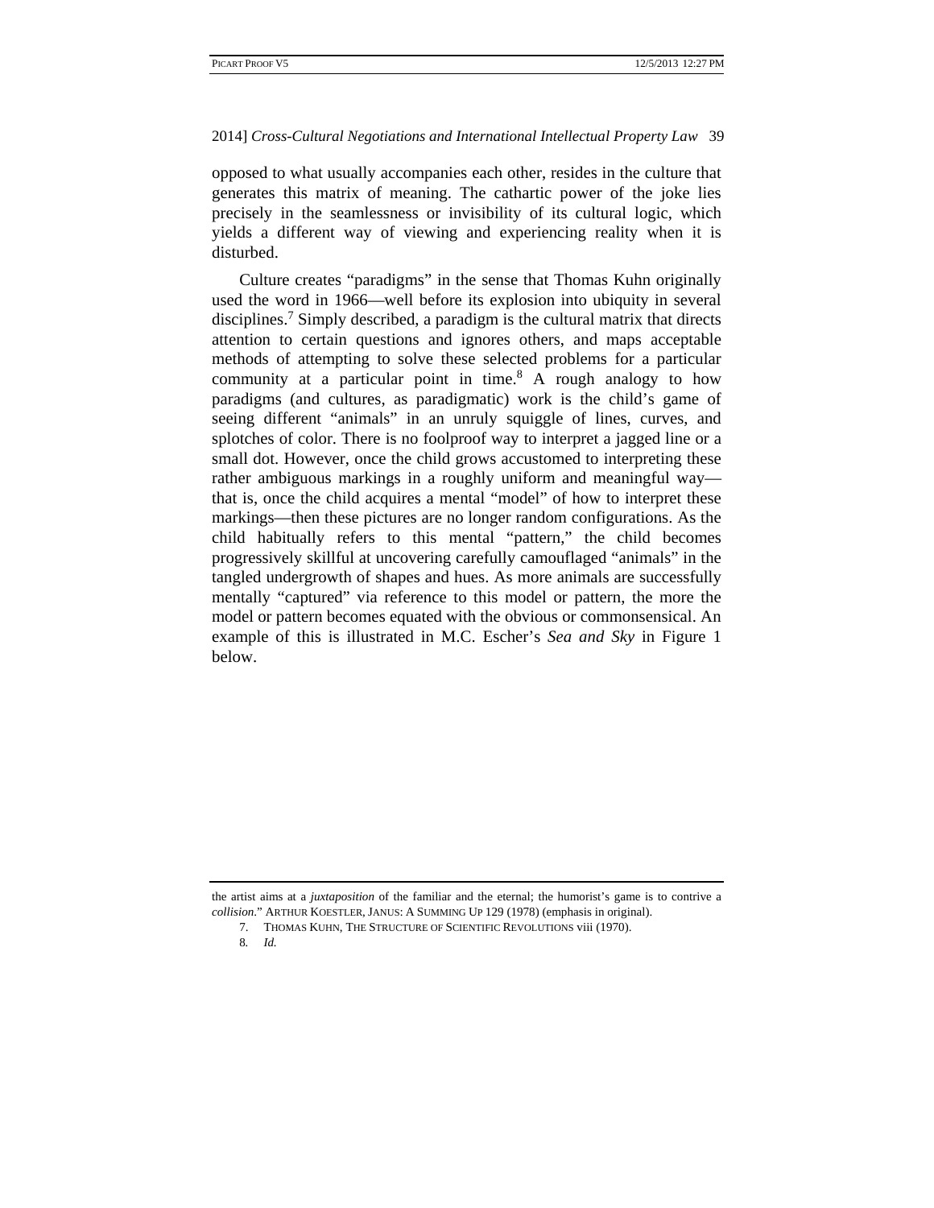opposed to what usually accompanies each other, resides in the culture that generates this matrix of meaning. The cathartic power of the joke lies precisely in the seamlessness or invisibility of its cultural logic, which yields a different way of viewing and experiencing reality when it is disturbed.

Culture creates "paradigms" in the sense that Thomas Kuhn originally used the word in 1966—well before its explosion into ubiquity in several disciplines.[7] Simply described, a paradigm is the cultural matrix that directs attention to certain questions and ignores others, and maps acceptable methods of attempting to solve these selected problems for a particular community at a particular point in time.[8] A rough analogy to how paradigms (and cultures, as paradigmatic) work is the child's game of seeing different "animals" in an unruly squiggle of lines, curves, and splotches of color. There is no foolproof way to interpret a jagged line or a small dot. However, once the child grows accustomed to interpreting these rather ambiguous markings in a roughly uniform and meaningful way—that is, once the child acquires a mental "model" of how to interpret these markings—then these pictures are no longer random configurations. As the child habitually refers to this mental "pattern," the child becomes progressively skillful at uncovering carefully camouflaged "animals" in the tangled undergrowth of shapes and hues. As more animals are successfully mentally "captured" via reference to this model or pattern, the more the model or pattern becomes equated with the obvious or commonsensical. An example of this is illustrated in M.C. Escher's *Sea and Sky* in Figure 1 below.

---

the artist aims at a *juxtaposition* of the familiar and the eternal; the humorist's game is to contrive a *collision*." ARTHUR KOESTLER, JANUS: A SUMMING UP 129 (1978) (emphasis in original).

7. THOMAS KUHN, THE STRUCTURE OF SCIENTIFIC REVOLUTIONS viii (1970).

8. *Id.*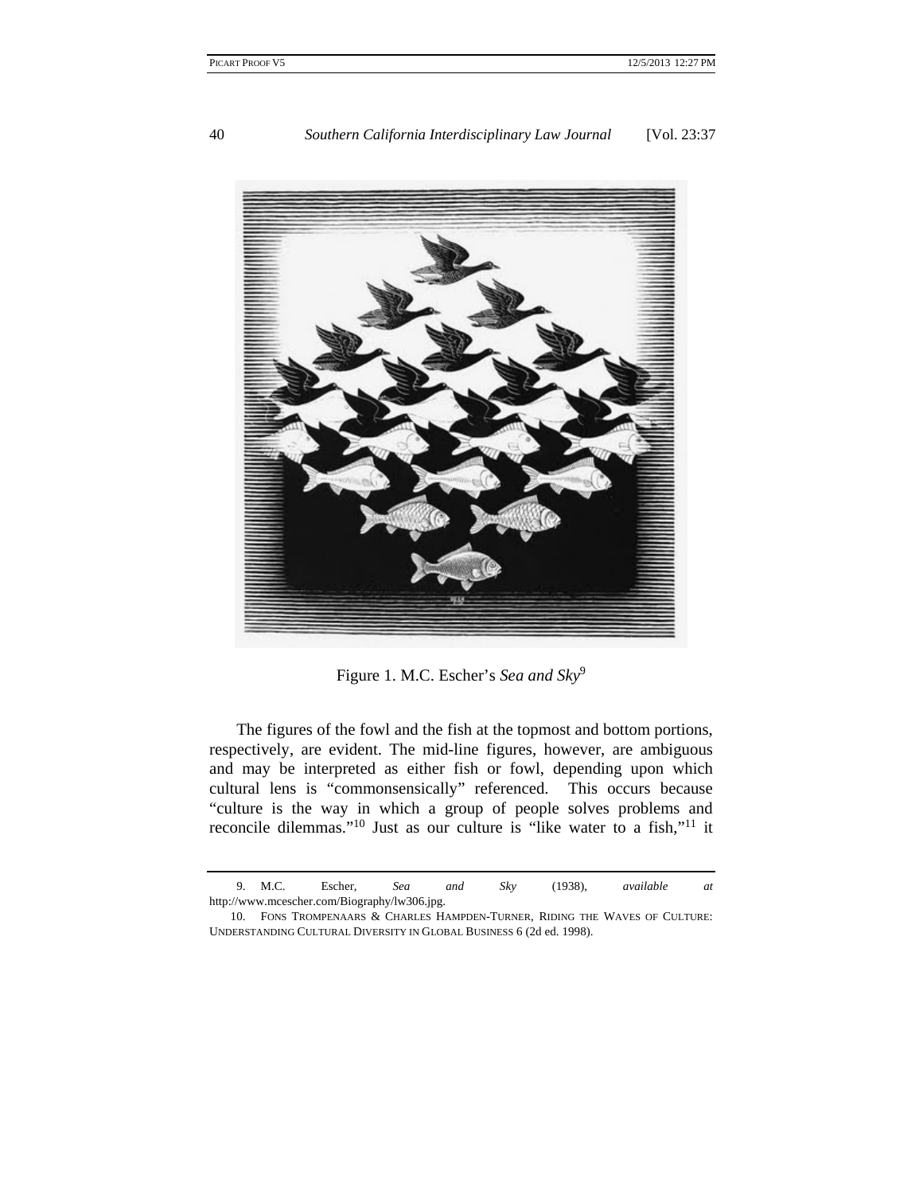Figure 1. M.C. Escher's *Sea and Sky*[9]

The figures of the fowl and the fish at the topmost and bottom portions, respectively, are evident. The mid-line figures, however, are ambiguous and may be interpreted as either fish or fowl, depending upon which cultural lens is "commonsensically" referenced. This occurs because "culture is the way in which a group of people solves problems and reconcile dilemmas."[10] Just as our culture is "like water to a fish,"[11] it

---

9. M.C. Escher, *Sea and Sky* (1938), *available at* http://www.mcescher.com/Biography/lw306.jpg.

10. FONS TROMPENAARS & CHARLES HAMPDEN-TURNER, RIDING THE WAVES OF CULTURE: UNDERSTANDING CULTURAL DIVERSITY IN GLOBAL BUSINESS 6 (2d ed. 1998).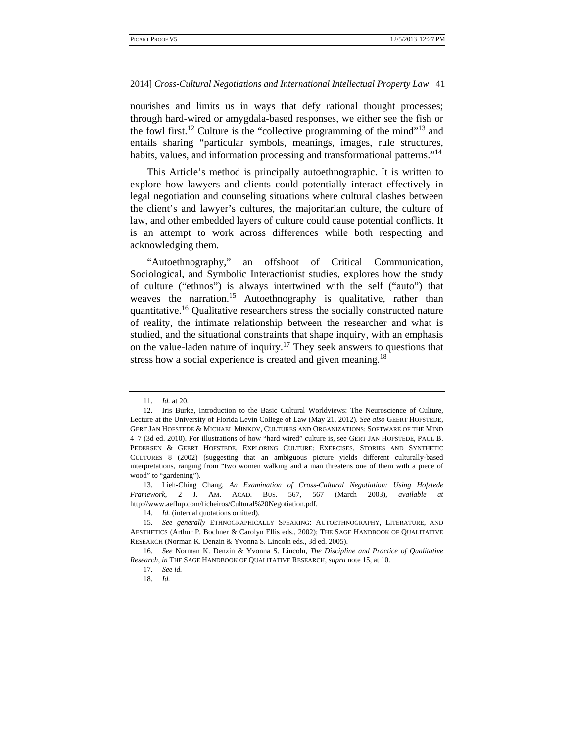nourishes and limits us in ways that defy rational thought processes; through hard-wired or amygdala-based responses, we either see the fish or the fowl first.[12] Culture is the "collective programming of the mind"[13] and entails sharing "particular symbols, meanings, images, rule structures, habits, values, and information processing and transformational patterns."[14]

This Article's method is principally autoethnographic. It is written to explore how lawyers and clients could potentially interact effectively in legal negotiation and counseling situations where cultural clashes between the client's and lawyer's cultures, the majoritarian culture, the culture of law, and other embedded layers of culture could cause potential conflicts. It is an attempt to work across differences while both respecting and acknowledging them.

"Autoethnography," an offshoot of Critical Communication, Sociological, and Symbolic Interactionist studies, explores how the study of culture ("ethnos") is always intertwined with the self ("auto") that weaves the narration.[15] Autoethnography is qualitative, rather than quantitative.[16] Qualitative researchers stress the socially constructed nature of reality, the intimate relationship between the researcher and what is studied, and the situational constraints that shape inquiry, with an emphasis on the value-laden nature of inquiry.[17] They seek answers to questions that stress how a social experience is created and given meaning.[18]

---

11. *Id.* at 20.

12. Iris Burke, Introduction to the Basic Cultural Worldviews: The Neuroscience of Culture, Lecture at the University of Florida Levin College of Law (May 21, 2012). *See also* GEERT HOFSTEDE, GERT JAN HOFSTEDE & MICHAEL MINKOV, CULTURES AND ORGANIZATIONS: SOFTWARE OF THE MIND 4–7 (3d ed. 2010). For illustrations of how "hard wired" culture is, see GERT JAN HOFSTEDE, PAUL B. PEDERSEN & GEERT HOFSTEDE, EXPLORING CULTURE: EXERCISES, STORIES AND SYNTHETIC CULTURES 8 (2002) (suggesting that an ambiguous picture yields different culturally-based interpretations, ranging from "two women walking and a man threatens one of them with a piece of wood" to "gardening").

13. Lieh-Ching Chang, *An Examination of Cross-Cultural Negotiation: Using Hofstede Framework*, 2 J. AM. ACAD. BUS. 567, 567 (March 2003), *available at* http://www.aeflup.com/ficheiros/Cultural%20Negotiation.pdf.

14. *Id.* (internal quotations omitted).

15. *See generally* ETHNOGRAPHICALLY SPEAKING: AUTOETHNOGRAPHY, LITERATURE, AND AESTHETICS (Arthur P. Bochner & Carolyn Ellis eds., 2002); THE SAGE HANDBOOK OF QUALITATIVE RESEARCH (Norman K. Denzin & Yvonna S. Lincoln eds., 3d ed. 2005).

16. *See* Norman K. Denzin & Yvonna S. Lincoln, *The Discipline and Practice of Qualitative Research*, *in* THE SAGE HANDBOOK OF QUALITATIVE RESEARCH, *supra* note 15, at 10.

17. *See id.*

18. *Id.*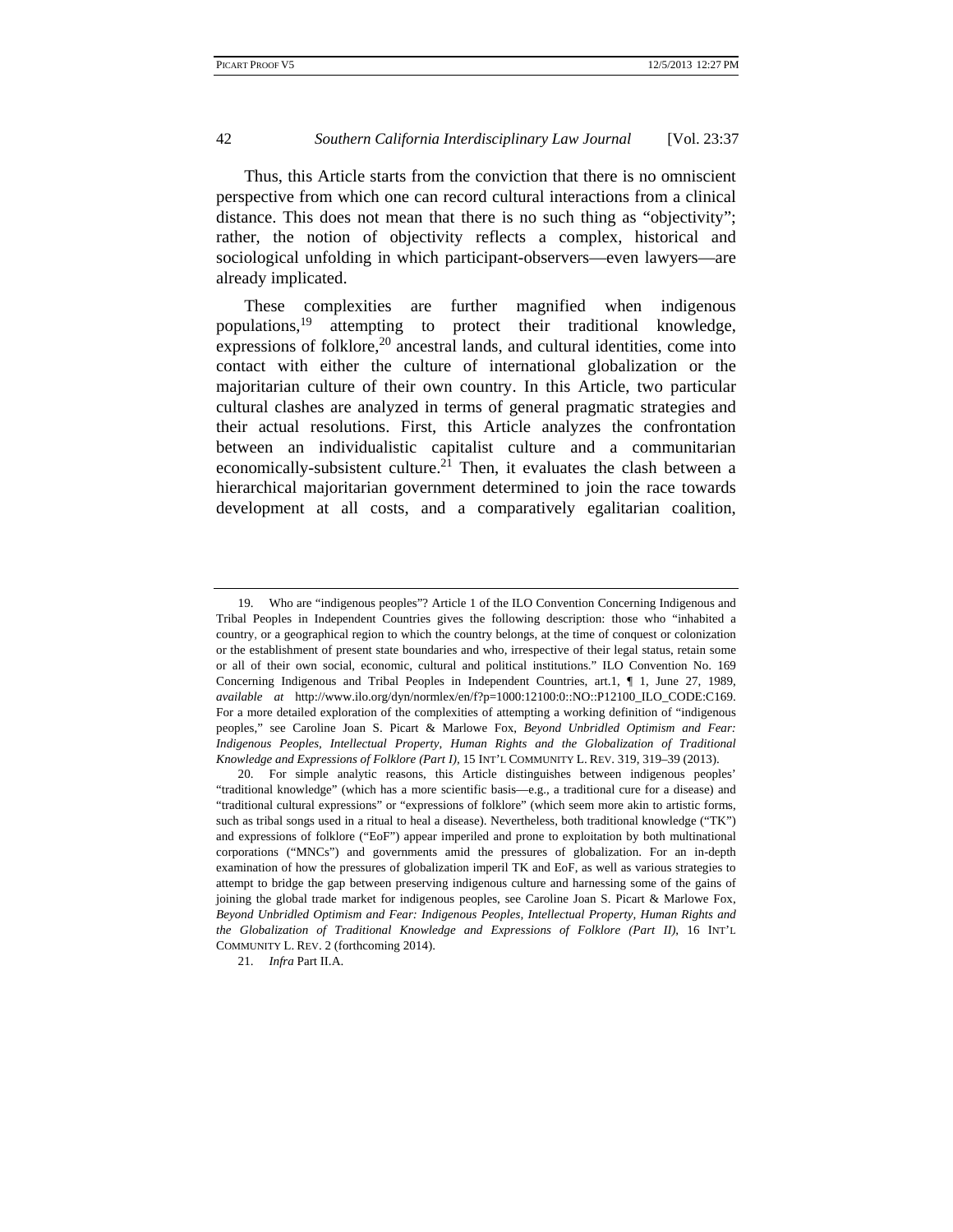Thus, this Article starts from the conviction that there is no omniscient perspective from which one can record cultural interactions from a clinical distance. This does not mean that there is no such thing as "objectivity"; rather, the notion of objectivity reflects a complex, historical and sociological unfolding in which participant-observers—even lawyers—are already implicated.

These complexities are further magnified when indigenous populations,[19] attempting to protect their traditional knowledge, expressions of folklore,[20] ancestral lands, and cultural identities, come into contact with either the culture of international globalization or the majoritarian culture of their own country. In this Article, two particular cultural clashes are analyzed in terms of general pragmatic strategies and their actual resolutions. First, this Article analyzes the confrontation between an individualistic capitalist culture and a communitarian economically-subsistent culture.[21] Then, it evaluates the clash between a hierarchical majoritarian government determined to join the race towards development at all costs, and a comparatively egalitarian coalition,

---

19. Who are "indigenous peoples"? Article 1 of the ILO Convention Concerning Indigenous and Tribal Peoples in Independent Countries gives the following description: those who "inhabited a country, or a geographical region to which the country belongs, at the time of conquest or colonization or the establishment of present state boundaries and who, irrespective of their legal status, retain some or all of their own social, economic, cultural and political institutions." ILO Convention No. 169 Concerning Indigenous and Tribal Peoples in Independent Countries, art.1, ¶ 1, June 27, 1989, *available at* http://www.ilo.org/dyn/normlex/en/f?p=1000:12100:0::NO::P12100_ILO_CODE:C169. For a more detailed exploration of the complexities of attempting a working definition of "indigenous peoples," see Caroline Joan S. Picart & Marlowe Fox, *Beyond Unbridled Optimism and Fear: Indigenous Peoples, Intellectual Property, Human Rights and the Globalization of Traditional Knowledge and Expressions of Folklore (Part I)*, 15 INT'L COMMUNITY L. REV. 319, 319–39 (2013).

20. For simple analytic reasons, this Article distinguishes between indigenous peoples' "traditional knowledge" (which has a more scientific basis—e.g., a traditional cure for a disease) and "traditional cultural expressions" or "expressions of folklore" (which seem more akin to artistic forms, such as tribal songs used in a ritual to heal a disease). Nevertheless, both traditional knowledge ("TK") and expressions of folklore ("EoF") appear imperiled and prone to exploitation by both multinational corporations ("MNCs") and governments amid the pressures of globalization. For an in-depth examination of how the pressures of globalization imperil TK and EoF, as well as various strategies to attempt to bridge the gap between preserving indigenous culture and harnessing some of the gains of joining the global trade market for indigenous peoples, see Caroline Joan S. Picart & Marlowe Fox, *Beyond Unbridled Optimism and Fear: Indigenous Peoples, Intellectual Property, Human Rights and the Globalization of Traditional Knowledge and Expressions of Folklore (Part II)*, 16 INT'L COMMUNITY L. REV. 2 (forthcoming 2014).

21. *Infra* Part II.A.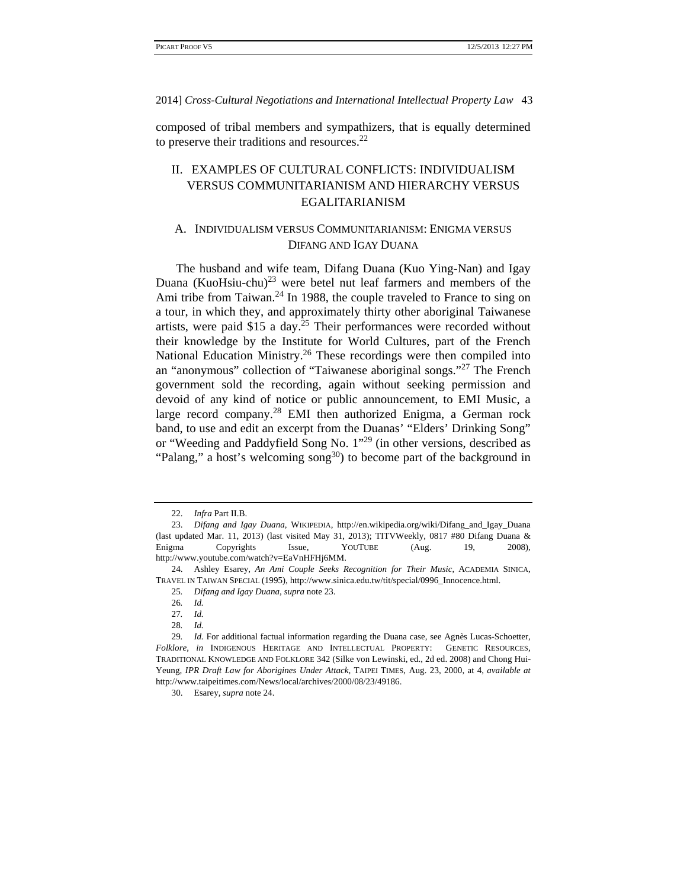composed of tribal members and sympathizers, that is equally determined to preserve their traditions and resources.[22]

## II. EXAMPLES OF CULTURAL CONFLICTS: INDIVIDUALISM VERSUS COMMUNITARIANISM AND HIERARCHY VERSUS EGALITARIANISM

### A. Individualism versus Communitarianism: Enigma versus Difang and Igay Duana

The husband and wife team, Difang Duana (Kuo Ying-Nan) and Igay Duana (KuoHsiu-chu)[23] were betel nut leaf farmers and members of the Ami tribe from Taiwan.[24] In 1988, the couple traveled to France to sing on a tour, in which they, and approximately thirty other aboriginal Taiwanese artists, were paid $15 a day.[25] Their performances were recorded without their knowledge by the Institute for World Cultures, part of the French National Education Ministry.[26] These recordings were then compiled into an "anonymous" collection of "Taiwanese aboriginal songs."[27] The French government sold the recording, again without seeking permission and devoid of any kind of notice or public announcement, to EMI Music, a large record company.[28] EMI then authorized Enigma, a German rock band, to use and edit an excerpt from the Duanas' "Elders' Drinking Song" or "Weeding and Paddyfield Song No. 1"[29] (in other versions, described as "Palang," a host's welcoming song[30]) to become part of the background in

---

22. *Infra* Part II.B.

23. *Difang and Igay Duana*, WIKIPEDIA, http://en.wikipedia.org/wiki/Difang_and_Igay_Duana (last updated Mar. 11, 2013) (last visited May 31, 2013); TITVWeekly, 0817 #80 Difang Duana & Enigma Copyrights Issue, YOUTUBE (Aug. 19, 2008), http://www.youtube.com/watch?v=EaVnHFHj6MM.

24. Ashley Esarey, *An Ami Couple Seeks Recognition for Their Music*, ACADEMIA SINICA, TRAVEL IN TAIWAN SPECIAL (1995), http://www.sinica.edu.tw/tit/special/0996_Innocence.html.

25. *Difang and Igay Duana*, *supra* note 23.

26. *Id.*

27. *Id.*

28. *Id.*

29. *Id.* For additional factual information regarding the Duana case, see Agnès Lucas-Schoetter, *Folklore*, *in* INDIGENOUS HERITAGE AND INTELLECTUAL PROPERTY: GENETIC RESOURCES, TRADITIONAL KNOWLEDGE AND FOLKLORE 342 (Silke von Lewinski, ed., 2d ed. 2008) and Chong Hui-Yeung, *IPR Draft Law for Aborigines Under Attack*, TAIPEI TIMES, Aug. 23, 2000, at 4, *available at* http://www.taipeitimes.com/News/local/archives/2000/08/23/49186.

30. Esarey, *supra* note 24.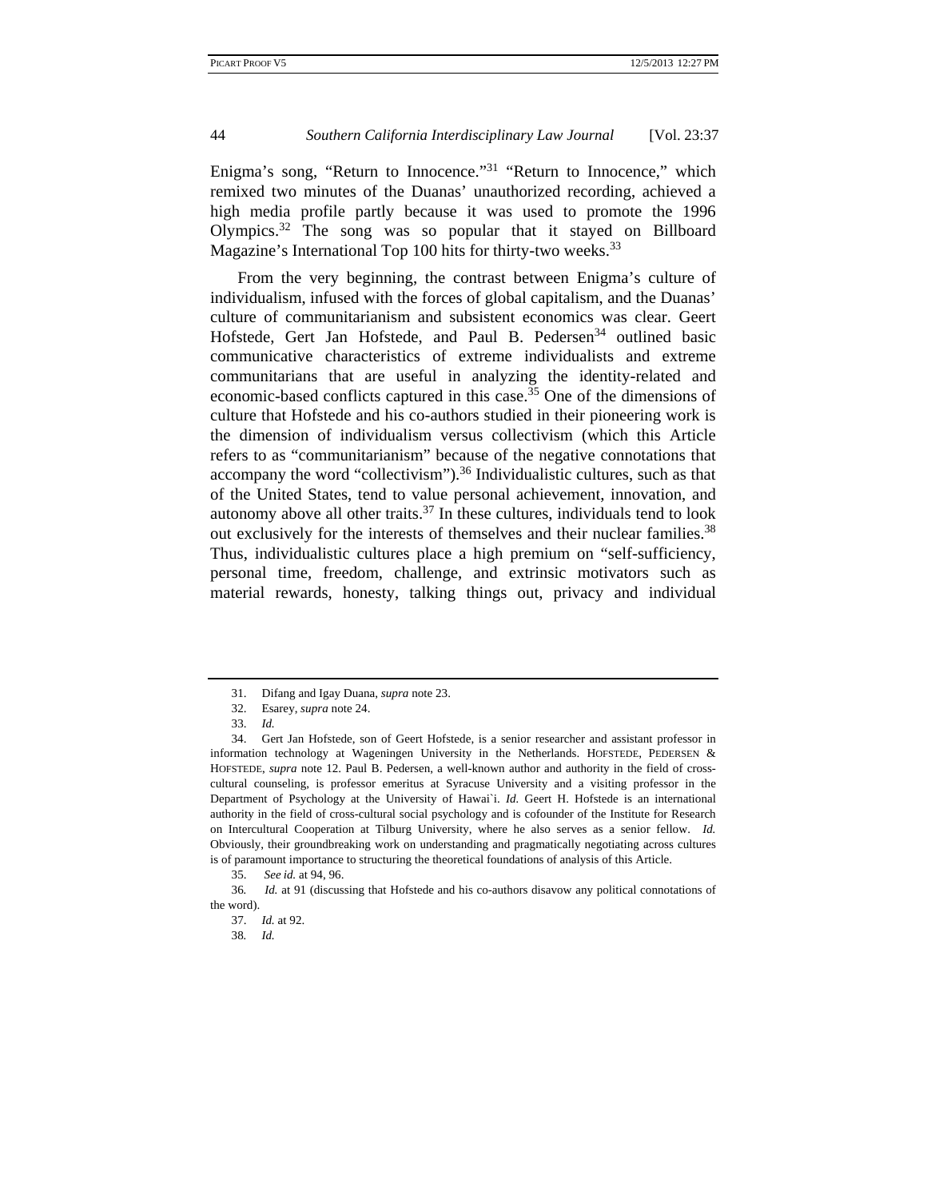Enigma's song, "Return to Innocence."[31] "Return to Innocence," which remixed two minutes of the Duanas' unauthorized recording, achieved a high media profile partly because it was used to promote the 1996 Olympics.[32] The song was so popular that it stayed on Billboard Magazine's International Top 100 hits for thirty-two weeks.[33]

From the very beginning, the contrast between Enigma's culture of individualism, infused with the forces of global capitalism, and the Duanas' culture of communitarianism and subsistent economics was clear. Geert Hofstede, Gert Jan Hofstede, and Paul B. Pedersen[34] outlined basic communicative characteristics of extreme individualists and extreme communitarians that are useful in analyzing the identity-related and economic-based conflicts captured in this case.[35] One of the dimensions of culture that Hofstede and his co-authors studied in their pioneering work is the dimension of individualism versus collectivism (which this Article refers to as "communitarianism" because of the negative connotations that accompany the word "collectivism").[36] Individualistic cultures, such as that of the United States, tend to value personal achievement, innovation, and autonomy above all other traits.[37] In these cultures, individuals tend to look out exclusively for the interests of themselves and their nuclear families.[38] Thus, individualistic cultures place a high premium on "self-sufficiency, personal time, freedom, challenge, and extrinsic motivators such as material rewards, honesty, talking things out, privacy and individual

---

31. Difang and Igay Duana, *supra* note 23.

32. Esarey, *supra* note 24.

33. *Id.*

34. Gert Jan Hofstede, son of Geert Hofstede, is a senior researcher and assistant professor in information technology at Wageningen University in the Netherlands. HOFSTEDE, PEDERSEN & HOFSTEDE, *supra* note 12. Paul B. Pedersen, a well-known author and authority in the field of cross-cultural counseling, is professor emeritus at Syracuse University and a visiting professor in the Department of Psychology at the University of Hawai`i. *Id.* Geert H. Hofstede is an international authority in the field of cross-cultural social psychology and is cofounder of the Institute for Research on Intercultural Cooperation at Tilburg University, where he also serves as a senior fellow. *Id.* Obviously, their groundbreaking work on understanding and pragmatically negotiating across cultures is of paramount importance to structuring the theoretical foundations of analysis of this Article.

35. *See id.* at 94, 96.

36. *Id.* at 91 (discussing that Hofstede and his co-authors disavow any political connotations of the word).

37. *Id.* at 92.

38. *Id.*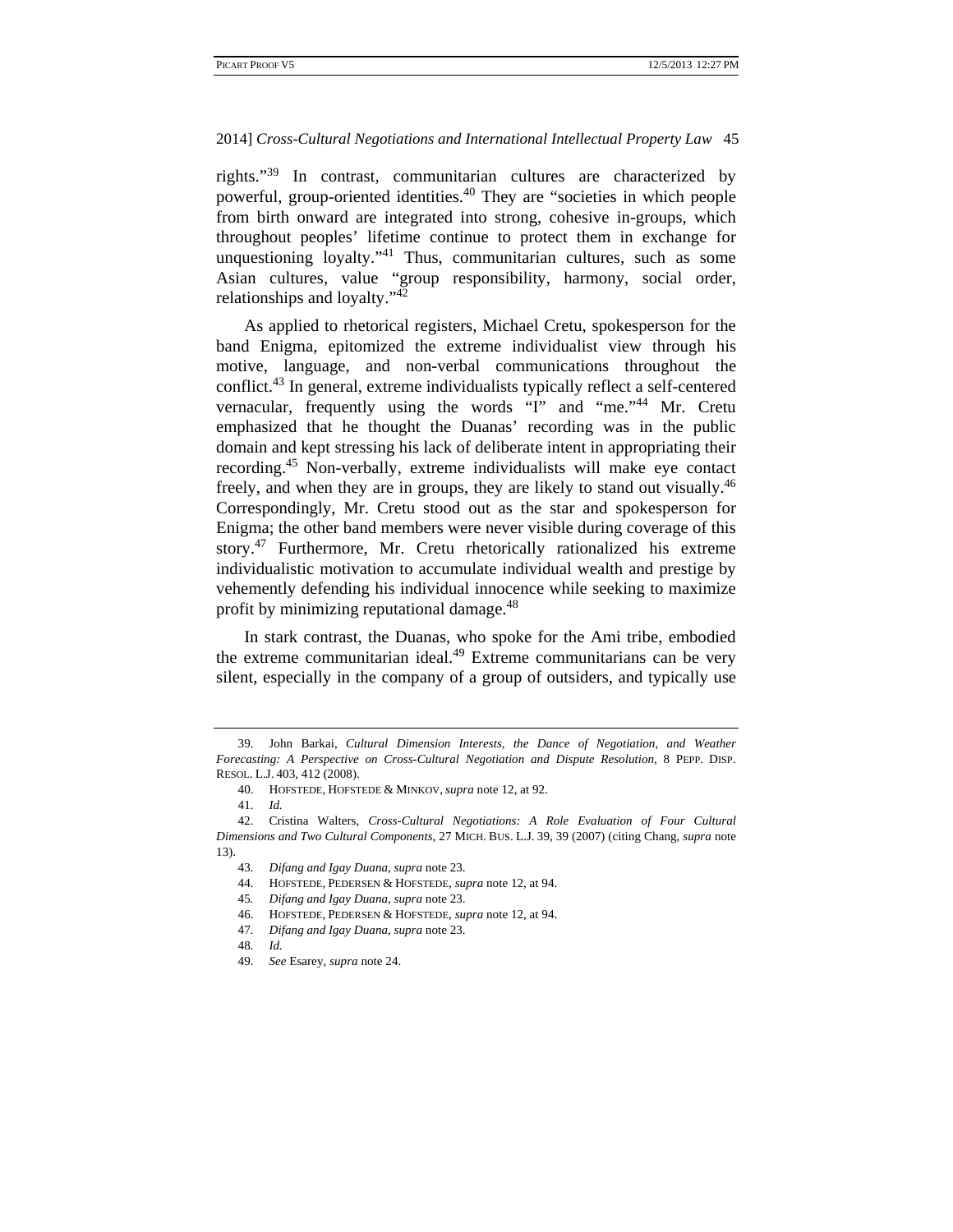rights."[39] In contrast, communitarian cultures are characterized by powerful, group-oriented identities.[40] They are "societies in which people from birth onward are integrated into strong, cohesive in-groups, which throughout peoples' lifetime continue to protect them in exchange for unquestioning loyalty."[41] Thus, communitarian cultures, such as some Asian cultures, value "group responsibility, harmony, social order, relationships and loyalty."[42]

As applied to rhetorical registers, Michael Cretu, spokesperson for the band Enigma, epitomized the extreme individualist view through his motive, language, and non-verbal communications throughout the conflict.[43] In general, extreme individualists typically reflect a self-centered vernacular, frequently using the words "I" and "me."[44] Mr. Cretu emphasized that he thought the Duanas' recording was in the public domain and kept stressing his lack of deliberate intent in appropriating their recording.[45] Non-verbally, extreme individualists will make eye contact freely, and when they are in groups, they are likely to stand out visually.[46] Correspondingly, Mr. Cretu stood out as the star and spokesperson for Enigma; the other band members were never visible during coverage of this story.[47] Furthermore, Mr. Cretu rhetorically rationalized his extreme individualistic motivation to accumulate individual wealth and prestige by vehemently defending his individual innocence while seeking to maximize profit by minimizing reputational damage.[48]

In stark contrast, the Duanas, who spoke for the Ami tribe, embodied the extreme communitarian ideal.[49] Extreme communitarians can be very silent, especially in the company of a group of outsiders, and typically use

---

39. John Barkai, *Cultural Dimension Interests, the Dance of Negotiation, and Weather Forecasting: A Perspective on Cross-Cultural Negotiation and Dispute Resolution*, 8 PEPP. DISP. RESOL. L.J. 403, 412 (2008).

40. HOFSTEDE, HOFSTEDE & MINKOV, *supra* note 12, at 92.

41. *Id.*

42. Cristina Walters, *Cross-Cultural Negotiations: A Role Evaluation of Four Cultural Dimensions and Two Cultural Components*, 27 MICH. BUS. L.J. 39, 39 (2007) (citing Chang, *supra* note 13).

43. *Difang and Igay Duana*, *supra* note 23.

44. HOFSTEDE, PEDERSEN & HOFSTEDE, *supra* note 12, at 94.

45. *Difang and Igay Duana*, *supra* note 23.

46. HOFSTEDE, PEDERSEN & HOFSTEDE, *supra* note 12, at 94.

47. *Difang and Igay Duana*, *supra* note 23.

48. *Id.*

49. *See* Esarey, *supra* note 24.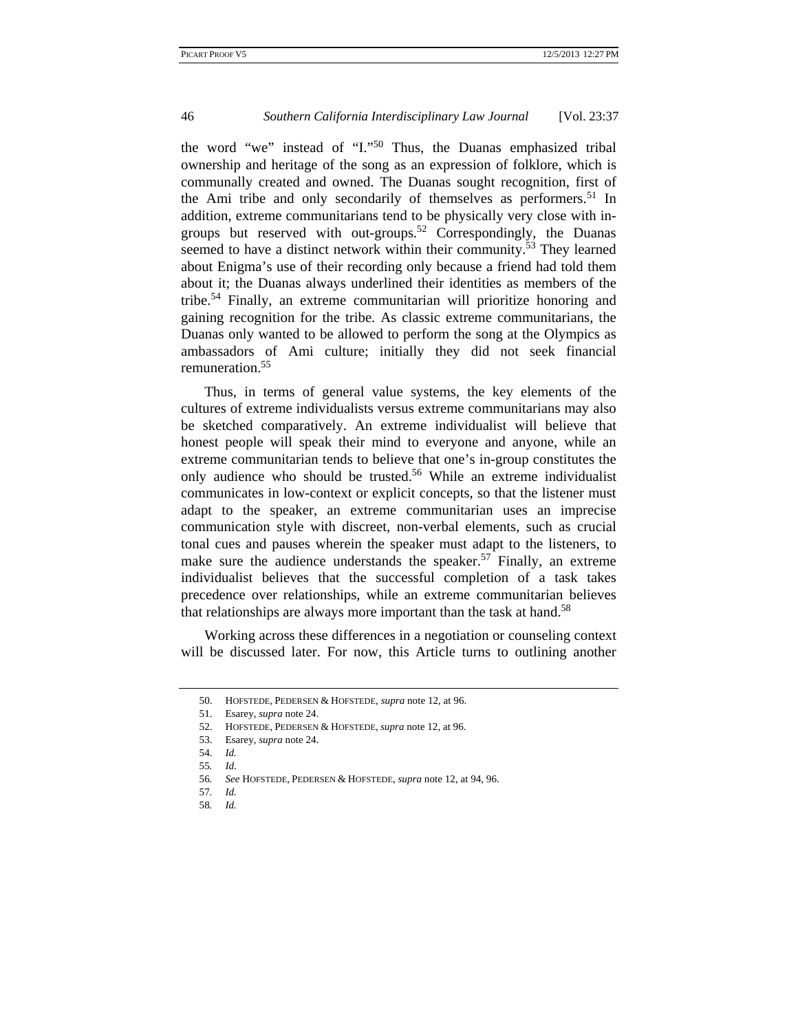the word "we" instead of "I."[50] Thus, the Duanas emphasized tribal ownership and heritage of the song as an expression of folklore, which is communally created and owned. The Duanas sought recognition, first of the Ami tribe and only secondarily of themselves as performers.[51] In addition, extreme communitarians tend to be physically very close with in-groups but reserved with out-groups.[52] Correspondingly, the Duanas seemed to have a distinct network within their community.[53] They learned about Enigma's use of their recording only because a friend had told them about it; the Duanas always underlined their identities as members of the tribe.[54] Finally, an extreme communitarian will prioritize honoring and gaining recognition for the tribe. As classic extreme communitarians, the Duanas only wanted to be allowed to perform the song at the Olympics as ambassadors of Ami culture; initially they did not seek financial remuneration.[55]

Thus, in terms of general value systems, the key elements of the cultures of extreme individualists versus extreme communitarians may also be sketched comparatively. An extreme individualist will believe that honest people will speak their mind to everyone and anyone, while an extreme communitarian tends to believe that one's in-group constitutes the only audience who should be trusted.[56] While an extreme individualist communicates in low-context or explicit concepts, so that the listener must adapt to the speaker, an extreme communitarian uses an imprecise communication style with discreet, non-verbal elements, such as crucial tonal cues and pauses wherein the speaker must adapt to the listeners, to make sure the audience understands the speaker.[57] Finally, an extreme individualist believes that the successful completion of a task takes precedence over relationships, while an extreme communitarian believes that relationships are always more important than the task at hand.[58]

Working across these differences in a negotiation or counseling context will be discussed later. For now, this Article turns to outlining another

---

50. HOFSTEDE, PEDERSEN & HOFSTEDE, *supra* note 12, at 96.

51. Esarey, *supra* note 24.

52. HOFSTEDE, PEDERSEN & HOFSTEDE, *supra* note 12, at 96.

53. Esarey, *supra* note 24.

54. *Id.*

55. *Id.*

56. *See* HOFSTEDE, PEDERSEN & HOFSTEDE, *supra* note 12, at 94, 96.

57. *Id.*

58. *Id.*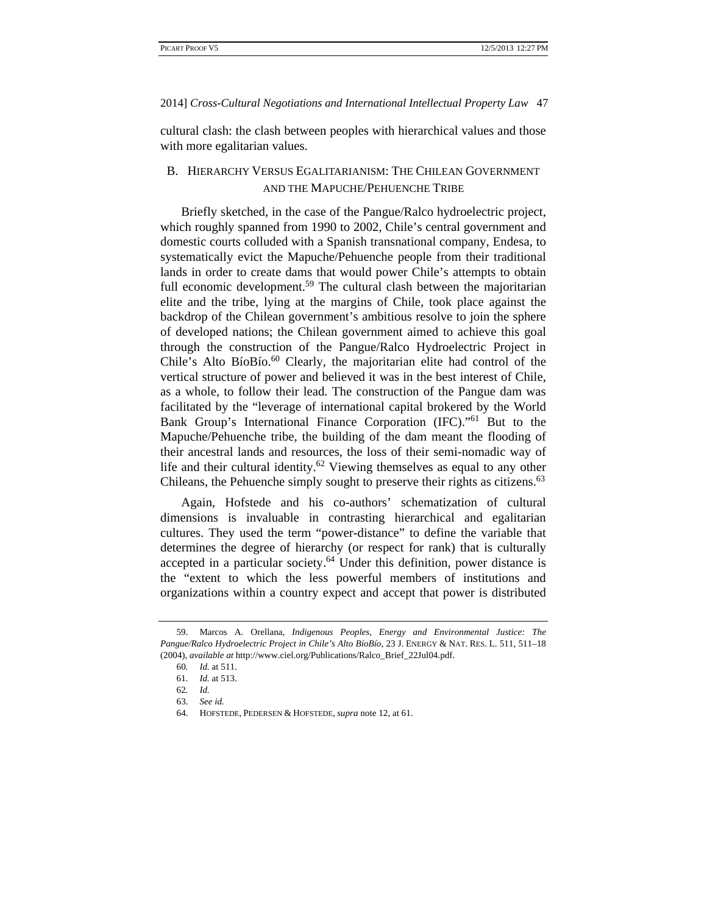cultural clash: the clash between peoples with hierarchical values and those with more egalitarian values.

## B. Hierarchy Versus Egalitarianism: The Chilean Government and the Mapuche/Pehuenche Tribe

Briefly sketched, in the case of the Pangue/Ralco hydroelectric project, which roughly spanned from 1990 to 2002, Chile's central government and domestic courts colluded with a Spanish transnational company, Endesa, to systematically evict the Mapuche/Pehuenche people from their traditional lands in order to create dams that would power Chile's attempts to obtain full economic development.[59] The cultural clash between the majoritarian elite and the tribe, lying at the margins of Chile, took place against the backdrop of the Chilean government's ambitious resolve to join the sphere of developed nations; the Chilean government aimed to achieve this goal through the construction of the Pangue/Ralco Hydroelectric Project in Chile's Alto BíoBío.[60] Clearly, the majoritarian elite had control of the vertical structure of power and believed it was in the best interest of Chile, as a whole, to follow their lead. The construction of the Pangue dam was facilitated by the "leverage of international capital brokered by the World Bank Group's International Finance Corporation (IFC)."[61] But to the Mapuche/Pehuenche tribe, the building of the dam meant the flooding of their ancestral lands and resources, the loss of their semi-nomadic way of life and their cultural identity.[62] Viewing themselves as equal to any other Chileans, the Pehuenche simply sought to preserve their rights as citizens.[63]

Again, Hofstede and his co-authors' schematization of cultural dimensions is invaluable in contrasting hierarchical and egalitarian cultures. They used the term "power-distance" to define the variable that determines the degree of hierarchy (or respect for rank) that is culturally accepted in a particular society.[64] Under this definition, power distance is the "extent to which the less powerful members of institutions and organizations within a country expect and accept that power is distributed

---

59. Marcos A. Orellana, *Indigenous Peoples, Energy and Environmental Justice: The Pangue/Ralco Hydroelectric Project in Chile's Alto BíoBío*, 23 J. Energy & Nat. Res. L. 511, 511–18 (2004), *available at* http://www.ciel.org/Publications/Ralco_Brief_22Jul04.pdf.

60. *Id.* at 511.

61. *Id.* at 513.

62. *Id.*

63. *See id.*

64. Hofstede, Pedersen & Hofstede, *supra* note 12, at 61.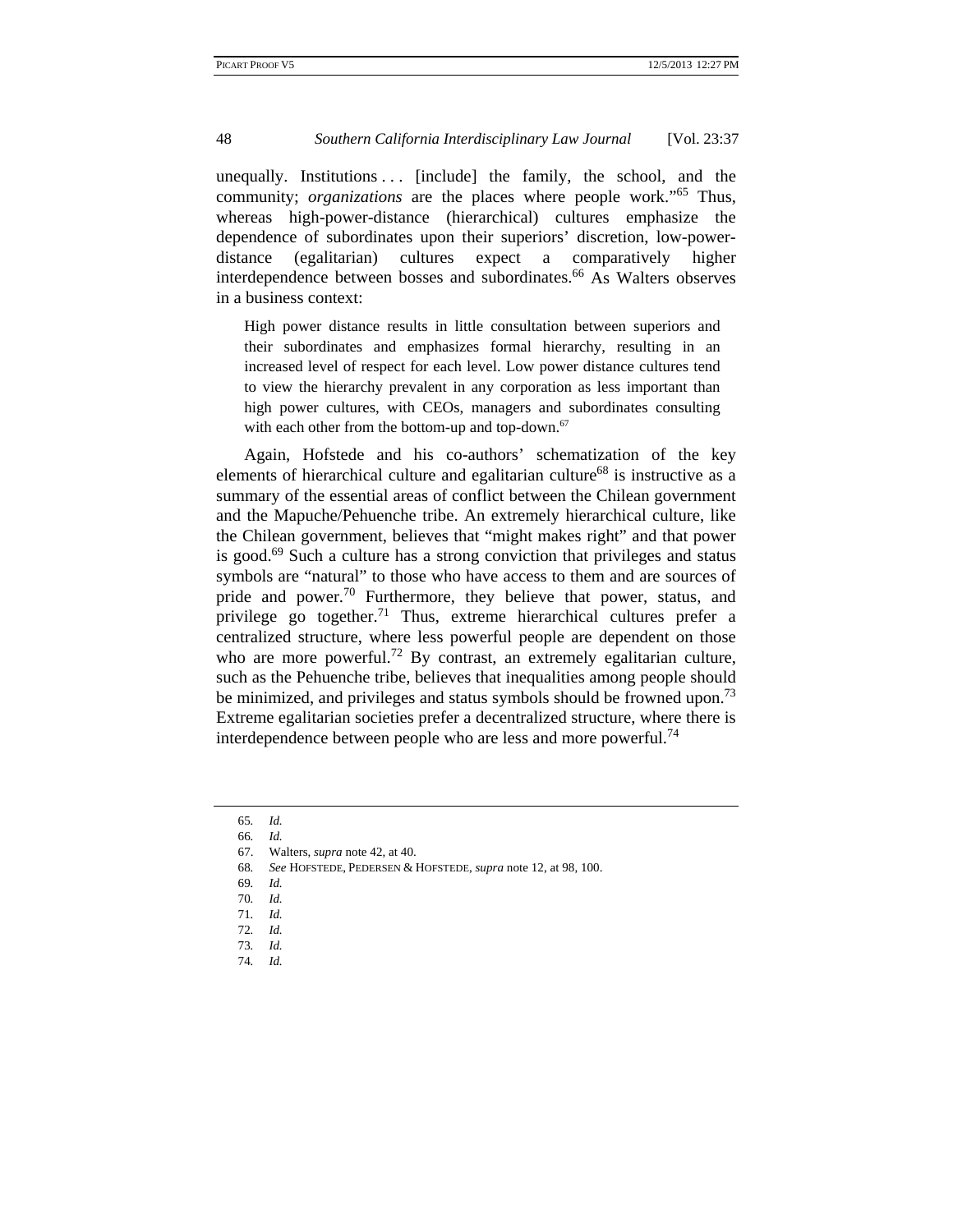unequally. Institutions . . . [include] the family, the school, and the community; *organizations* are the places where people work."[65] Thus, whereas high-power-distance (hierarchical) cultures emphasize the dependence of subordinates upon their superiors' discretion, low-power-distance (egalitarian) cultures expect a comparatively higher interdependence between bosses and subordinates.[66] As Walters observes in a business context:

> High power distance results in little consultation between superiors and their subordinates and emphasizes formal hierarchy, resulting in an increased level of respect for each level. Low power distance cultures tend to view the hierarchy prevalent in any corporation as less important than high power cultures, with CEOs, managers and subordinates consulting with each other from the bottom-up and top-down.[67]

Again, Hofstede and his co-authors' schematization of the key elements of hierarchical culture and egalitarian culture[68] is instructive as a summary of the essential areas of conflict between the Chilean government and the Mapuche/Pehuenche tribe. An extremely hierarchical culture, like the Chilean government, believes that "might makes right" and that power is good.[69] Such a culture has a strong conviction that privileges and status symbols are "natural" to those who have access to them and are sources of pride and power.[70] Furthermore, they believe that power, status, and privilege go together.[71] Thus, extreme hierarchical cultures prefer a centralized structure, where less powerful people are dependent on those who are more powerful.[72] By contrast, an extremely egalitarian culture, such as the Pehuenche tribe, believes that inequalities among people should be minimized, and privileges and status symbols should be frowned upon.[73] Extreme egalitarian societies prefer a decentralized structure, where there is interdependence between people who are less and more powerful.[74]

---

65. *Id.*
66. *Id.*
67. Walters, *supra* note 42, at 40.
68. *See* HOFSTEDE, PEDERSEN & HOFSTEDE, *supra* note 12, at 98, 100.
69. *Id.*
70. *Id.*
71. *Id.*
72. *Id.*
73. *Id.*
74. *Id.*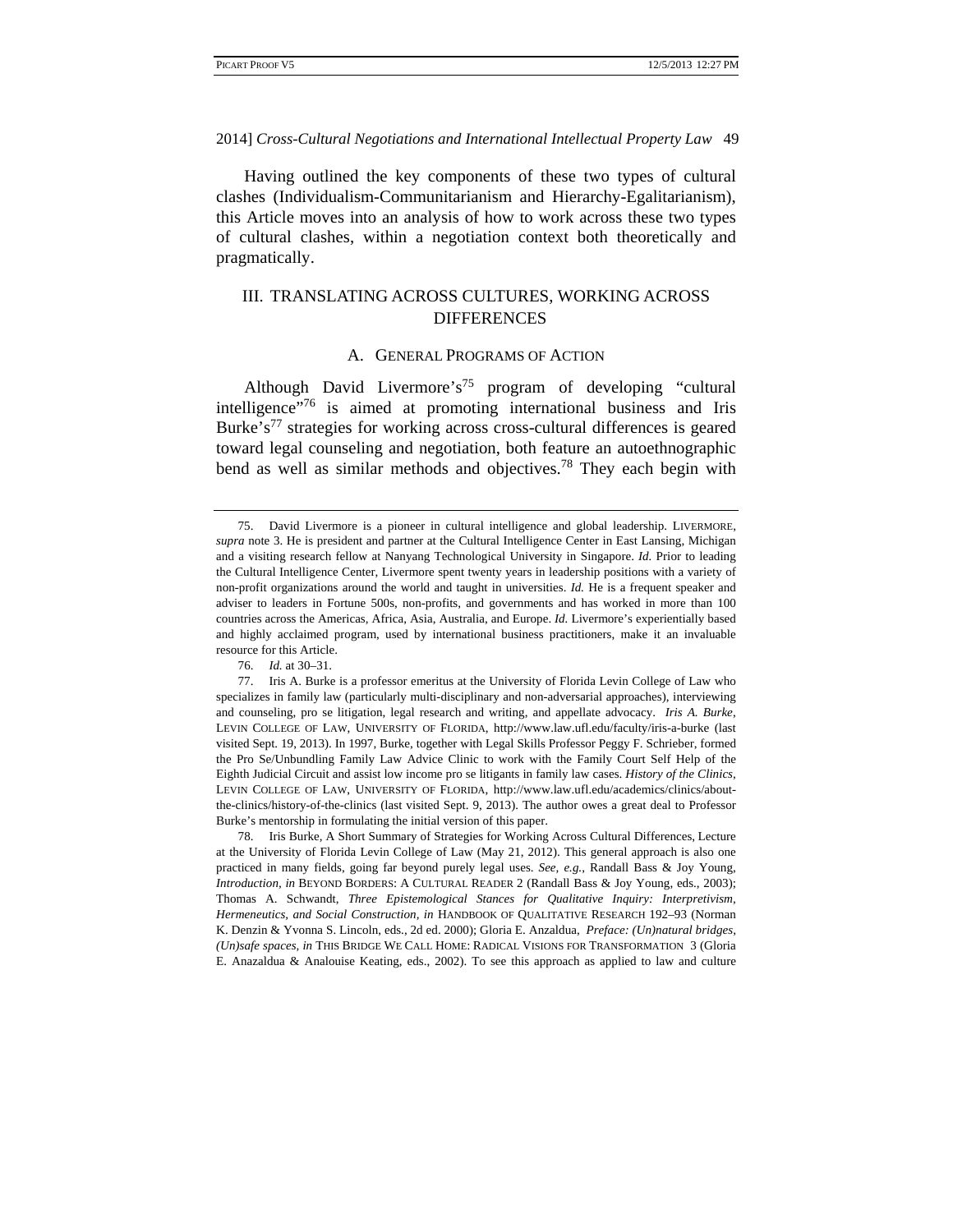Having outlined the key components of these two types of cultural clashes (Individualism-Communitarianism and Hierarchy-Egalitarianism), this Article moves into an analysis of how to work across these two types of cultural clashes, within a negotiation context both theoretically and pragmatically.

## III. TRANSLATING ACROSS CULTURES, WORKING ACROSS DIFFERENCES

### A. GENERAL PROGRAMS OF ACTION

Although David Livermore's[75] program of developing "cultural intelligence"[76] is aimed at promoting international business and Iris Burke's[77] strategies for working across cross-cultural differences is geared toward legal counseling and negotiation, both feature an autoethnographic bend as well as similar methods and objectives.[78] They each begin with

---

75. David Livermore is a pioneer in cultural intelligence and global leadership. LIVERMORE, *supra* note 3. He is president and partner at the Cultural Intelligence Center in East Lansing, Michigan and a visiting research fellow at Nanyang Technological University in Singapore. *Id.* Prior to leading the Cultural Intelligence Center, Livermore spent twenty years in leadership positions with a variety of non-profit organizations around the world and taught in universities. *Id.* He is a frequent speaker and adviser to leaders in Fortune 500s, non-profits, and governments and has worked in more than 100 countries across the Americas, Africa, Asia, Australia, and Europe. *Id.* Livermore's experientially based and highly acclaimed program, used by international business practitioners, make it an invaluable resource for this Article.

76. *Id.* at 30–31.

77. Iris A. Burke is a professor emeritus at the University of Florida Levin College of Law who specializes in family law (particularly multi-disciplinary and non-adversarial approaches), interviewing and counseling, pro se litigation, legal research and writing, and appellate advocacy. *Iris A. Burke*, LEVIN COLLEGE OF LAW, UNIVERSITY OF FLORIDA, http://www.law.ufl.edu/faculty/iris-a-burke (last visited Sept. 19, 2013). In 1997, Burke, together with Legal Skills Professor Peggy F. Schrieber, formed the Pro Se/Unbundling Family Law Advice Clinic to work with the Family Court Self Help of the Eighth Judicial Circuit and assist low income pro se litigants in family law cases. *History of the Clinics*, LEVIN COLLEGE OF LAW, UNIVERSITY OF FLORIDA, http://www.law.ufl.edu/academics/clinics/about-the-clinics/history-of-the-clinics (last visited Sept. 9, 2013). The author owes a great deal to Professor Burke's mentorship in formulating the initial version of this paper.

78. Iris Burke, A Short Summary of Strategies for Working Across Cultural Differences, Lecture at the University of Florida Levin College of Law (May 21, 2012). This general approach is also one practiced in many fields, going far beyond purely legal uses. *See, e.g.*, Randall Bass & Joy Young, *Introduction*, *in* BEYOND BORDERS: A CULTURAL READER 2 (Randall Bass & Joy Young, eds., 2003); Thomas A. Schwandt, *Three Epistemological Stances for Qualitative Inquiry: Interpretivism, Hermeneutics, and Social Construction*, *in* HANDBOOK OF QUALITATIVE RESEARCH 192–93 (Norman K. Denzin & Yvonna S. Lincoln, eds., 2d ed. 2000); Gloria E. Anzaldua, *Preface: (Un)natural bridges, (Un)safe spaces*, *in* THIS BRIDGE WE CALL HOME: RADICAL VISIONS FOR TRANSFORMATION 3 (Gloria E. Anazaldua & Analouise Keating, eds., 2002). To see this approach as applied to law and culture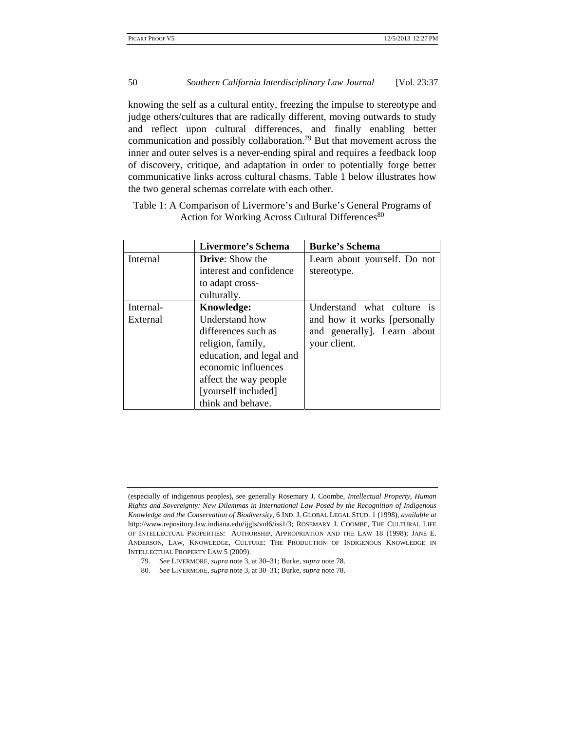knowing the self as a cultural entity, freezing the impulse to stereotype and judge others/cultures that are radically different, moving outwards to study and reflect upon cultural differences, and finally enabling better communication and possibly collaboration.[79] But that movement across the inner and outer selves is a never-ending spiral and requires a feedback loop of discovery, critique, and adaptation in order to potentially forge better communicative links across cultural chasms. Table 1 below illustrates how the two general schemas correlate with each other.

Table 1: A Comparison of Livermore's and Burke's General Programs of Action for Working Across Cultural Differences[80]

| | **Livermore's Schema** | **Burke's Schema** |
|---|---|---|
| Internal | **Drive**: Show the interest and confidence to adapt cross-culturally. | Learn about yourself. Do not stereotype. |
| Internal-External | **Knowledge:** Understand how differences such as religion, family, education, and legal and economic influences affect the way people [yourself included] think and behave. | Understand what culture is and how it works [personally and generally]. Learn about your client. |

---

(especially of indigenous peoples), see generally Rosemary J. Coombe, *Intellectual Property, Human Rights and Sovereignty: New Dilemmas in International Law Posed by the Recognition of Indigenous Knowledge and the Conservation of Biodiversity*, 6 IND. J. GLOBAL LEGAL STUD. 1 (1998), *available at* http://www.repository.law.indiana.edu/ijgls/vol6/iss1/3; ROSEMARY J. COOMBE, THE CULTURAL LIFE OF INTELLECTUAL PROPERTIES: AUTHORSHIP, APPROPRIATION AND THE LAW 18 (1998); JANE E. ANDERSON, LAW, KNOWLEDGE, CULTURE: THE PRODUCTION OF INDIGENOUS KNOWLEDGE IN INTELLECTUAL PROPERTY LAW 5 (2009).

79. *See* LIVERMORE, *supra* note 3, at 30–31; Burke, *supra* note 78.

80. *See* LIVERMORE, *supra* note 3, at 30–31; Burke, *supra* note 78.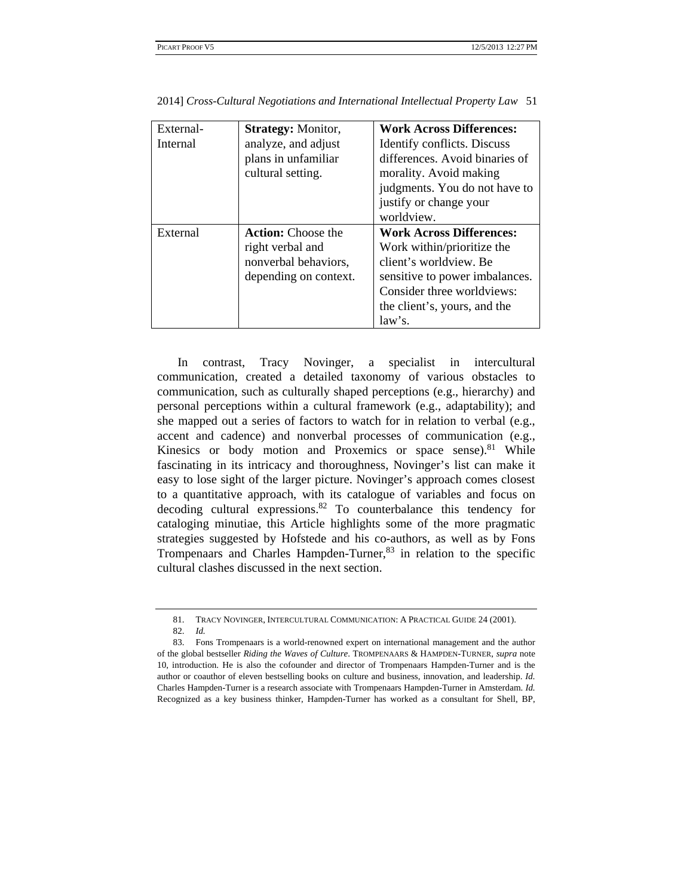| External-Internal | **Strategy:** Monitor, analyze, and adjust plans in unfamiliar cultural setting. | **Work Across Differences:** Identify conflicts. Discuss differences. Avoid binaries of morality. Avoid making judgments. You do not have to justify or change your worldview. |
|---|---|---|
| External | **Action:** Choose the right verbal and nonverbal behaviors, depending on context. | **Work Across Differences:** Work within/prioritize the client's worldview. Be sensitive to power imbalances. Consider three worldviews: the client's, yours, and the law's. |

In contrast, Tracy Novinger, a specialist in intercultural communication, created a detailed taxonomy of various obstacles to communication, such as culturally shaped perceptions (e.g., hierarchy) and personal perceptions within a cultural framework (e.g., adaptability); and she mapped out a series of factors to watch for in relation to verbal (e.g., accent and cadence) and nonverbal processes of communication (e.g., Kinesics or body motion and Proxemics or space sense).[81] While fascinating in its intricacy and thoroughness, Novinger's list can make it easy to lose sight of the larger picture. Novinger's approach comes closest to a quantitative approach, with its catalogue of variables and focus on decoding cultural expressions.[82] To counterbalance this tendency for cataloging minutiae, this Article highlights some of the more pragmatic strategies suggested by Hofstede and his co-authors, as well as by Fons Trompenaars and Charles Hampden-Turner,[83] in relation to the specific cultural clashes discussed in the next section.

---

81. TRACY NOVINGER, INTERCULTURAL COMMUNICATION: A PRACTICAL GUIDE 24 (2001).

82. *Id.*

83. Fons Trompenaars is a world-renowned expert on international management and the author of the global bestseller *Riding the Waves of Culture*. TROMPENAARS & HAMPDEN-TURNER, *supra* note 10, introduction. He is also the cofounder and director of Trompenaars Hampden-Turner and is the author or coauthor of eleven bestselling books on culture and business, innovation, and leadership. *Id.* Charles Hampden-Turner is a research associate with Trompenaars Hampden-Turner in Amsterdam. *Id.* Recognized as a key business thinker, Hampden-Turner has worked as a consultant for Shell, BP,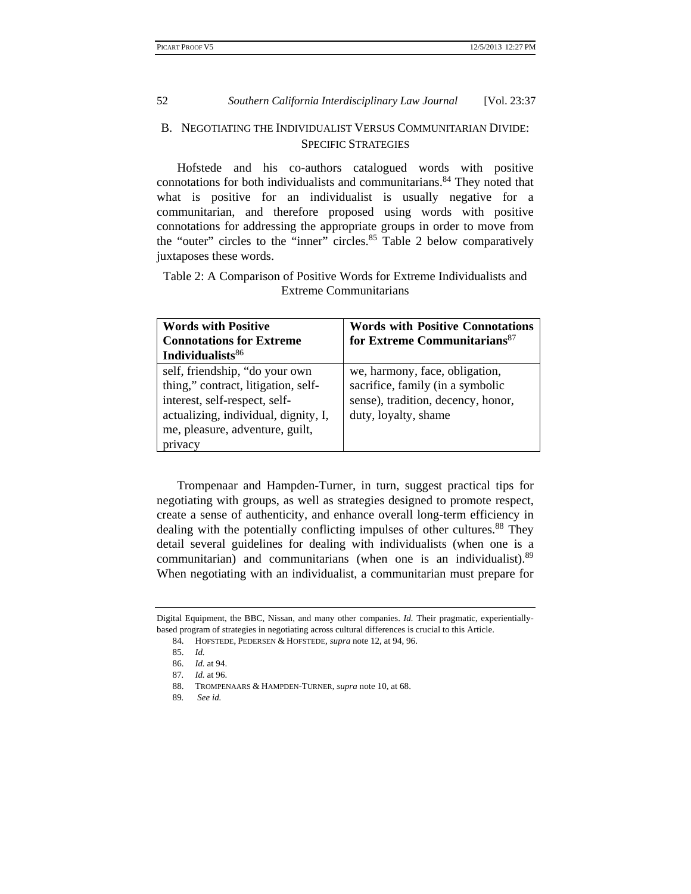## B. NEGOTIATING THE INDIVIDUALIST VERSUS COMMUNITARIAN DIVIDE: SPECIFIC STRATEGIES

Hofstede and his co-authors catalogued words with positive connotations for both individualists and communitarians.[84] They noted that what is positive for an individualist is usually negative for a communitarian, and therefore proposed using words with positive connotations for addressing the appropriate groups in order to move from the "outer" circles to the "inner" circles.[85] Table 2 below comparatively juxtaposes these words.

Table 2: A Comparison of Positive Words for Extreme Individualists and Extreme Communitarians

| **Words with Positive Connotations for Extreme Individualists**[86] | **Words with Positive Connotations for Extreme Communitarians**[87] |
|---|---|
| self, friendship, "do your own thing," contract, litigation, self-interest, self-respect, self-actualizing, individual, dignity, I, me, pleasure, adventure, guilt, privacy | we, harmony, face, obligation, sacrifice, family (in a symbolic sense), tradition, decency, honor, duty, loyalty, shame |

Trompenaar and Hampden-Turner, in turn, suggest practical tips for negotiating with groups, as well as strategies designed to promote respect, create a sense of authenticity, and enhance overall long-term efficiency in dealing with the potentially conflicting impulses of other cultures.[88] They detail several guidelines for dealing with individualists (when one is a communitarian) and communitarians (when one is an individualist).[89] When negotiating with an individualist, a communitarian must prepare for

---

Digital Equipment, the BBC, Nissan, and many other companies. *Id.* Their pragmatic, experientially-based program of strategies in negotiating across cultural differences is crucial to this Article.

84. HOFSTEDE, PEDERSEN & HOFSTEDE, *supra* note 12, at 94, 96.

85. *Id.*

86. *Id.* at 94.

87. *Id.* at 96.

88. TROMPENAARS & HAMPDEN-TURNER, *supra* note 10, at 68.

89. *See id.*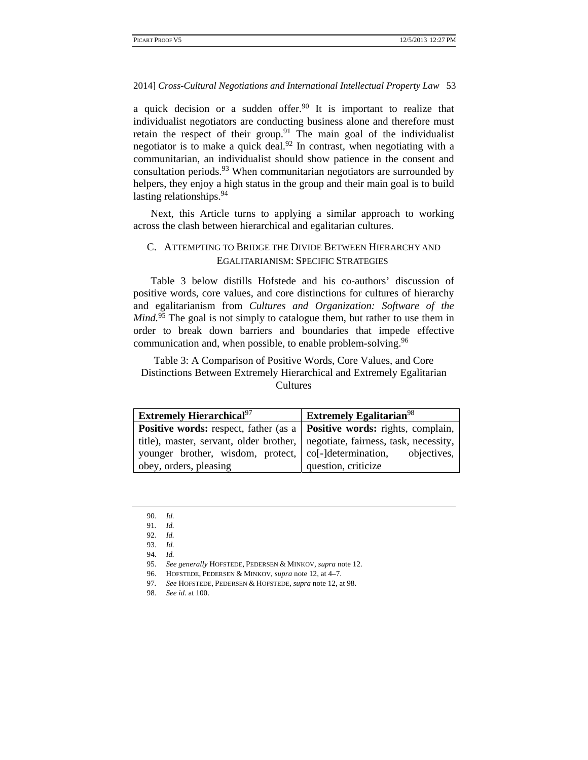a quick decision or a sudden offer.[90] It is important to realize that individualist negotiators are conducting business alone and therefore must retain the respect of their group.[91] The main goal of the individualist negotiator is to make a quick deal.[92] In contrast, when negotiating with a communitarian, an individualist should show patience in the consent and consultation periods.[93] When communitarian negotiators are surrounded by helpers, they enjoy a high status in the group and their main goal is to build lasting relationships.[94]

Next, this Article turns to applying a similar approach to working across the clash between hierarchical and egalitarian cultures.

### C. Attempting to Bridge the Divide Between Hierarchy and Egalitarianism: Specific Strategies

Table 3 below distills Hofstede and his co-authors' discussion of positive words, core values, and core distinctions for cultures of hierarchy and egalitarianism from *Cultures and Organization: Software of the Mind*.[95] The goal is not simply to catalogue them, but rather to use them in order to break down barriers and boundaries that impede effective communication and, when possible, to enable problem-solving.[96]

Table 3: A Comparison of Positive Words, Core Values, and Core Distinctions Between Extremely Hierarchical and Extremely Egalitarian Cultures

| **Extremely Hierarchical**[97] | **Extremely Egalitarian**[98] |
|---|---|
| **Positive words:** respect, father (as a title), master, servant, older brother, younger brother, wisdom, protect, obey, orders, pleasing | **Positive words:** rights, complain, negotiate, fairness, task, necessity, co[-]determination, objectives, question, criticize |

90. *Id.*
91. *Id.*
92. *Id.*
93. *Id.*
94. *Id.*
95. *See generally* HOFSTEDE, PEDERSEN & MINKOV, *supra* note 12.
96. HOFSTEDE, PEDERSEN & MINKOV, *supra* note 12, at 4–7.
97. *See* HOFSTEDE, PEDERSEN & HOFSTEDE, *supra* note 12, at 98.
98. *See id.* at 100.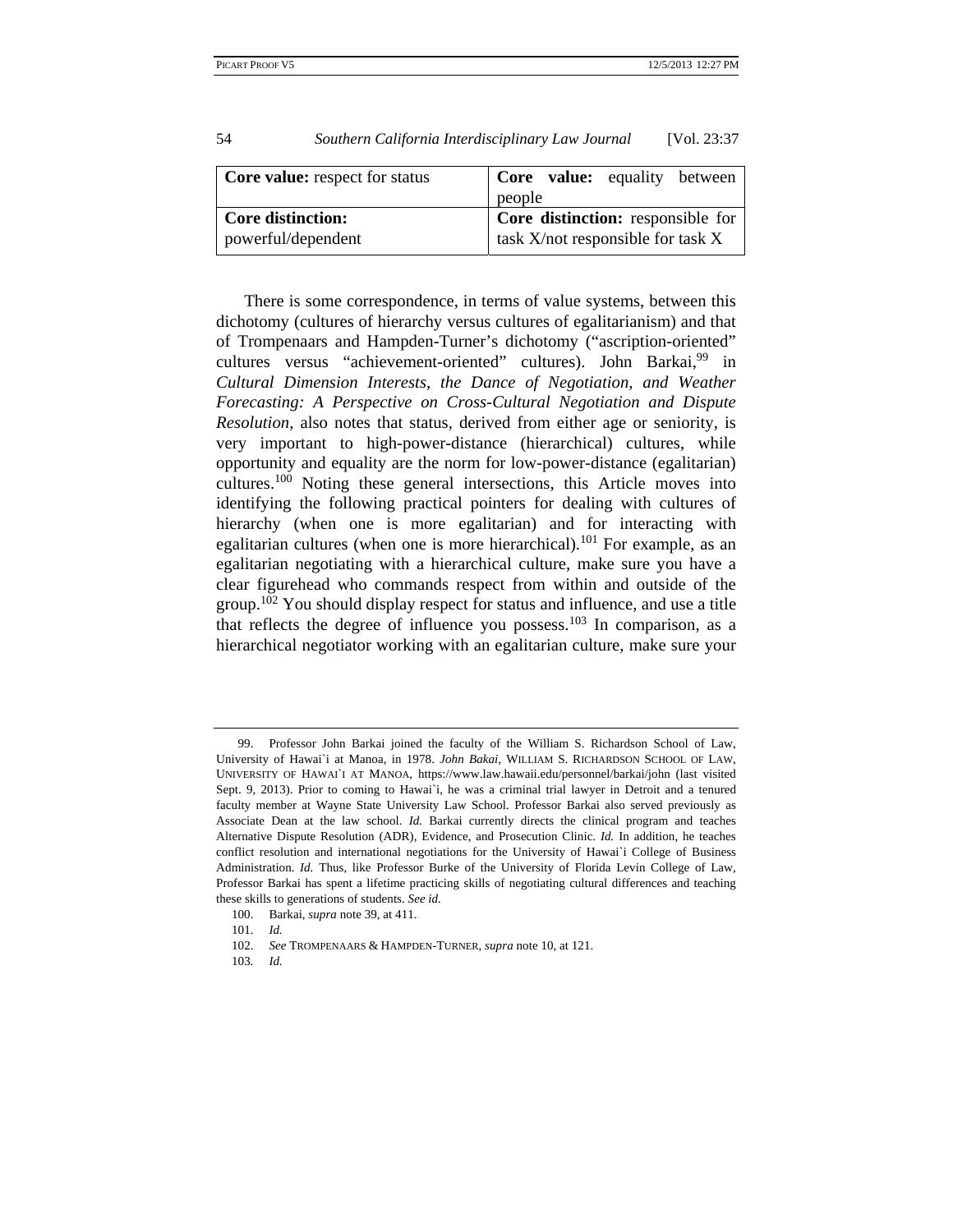| **Core value:** respect for status | **Core value:** equality between people |
|---|---|
| **Core distinction:** powerful/dependent | **Core distinction:** responsible for task X/not responsible for task X |

There is some correspondence, in terms of value systems, between this dichotomy (cultures of hierarchy versus cultures of egalitarianism) and that of Trompenaars and Hampden-Turner's dichotomy ("ascription-oriented" cultures versus "achievement-oriented" cultures). John Barkai,[99] in *Cultural Dimension Interests, the Dance of Negotiation, and Weather Forecasting: A Perspective on Cross-Cultural Negotiation and Dispute Resolution*, also notes that status, derived from either age or seniority, is very important to high-power-distance (hierarchical) cultures, while opportunity and equality are the norm for low-power-distance (egalitarian) cultures.[100] Noting these general intersections, this Article moves into identifying the following practical pointers for dealing with cultures of hierarchy (when one is more egalitarian) and for interacting with egalitarian cultures (when one is more hierarchical).[101] For example, as an egalitarian negotiating with a hierarchical culture, make sure you have a clear figurehead who commands respect from within and outside of the group.[102] You should display respect for status and influence, and use a title that reflects the degree of influence you possess.[103] In comparison, as a hierarchical negotiator working with an egalitarian culture, make sure your

---

99. Professor John Barkai joined the faculty of the William S. Richardson School of Law, University of Hawai`i at Manoa, in 1978. *John Bakai*, WILLIAM S. RICHARDSON SCHOOL OF LAW, UNIVERSITY OF HAWAI`I AT MANOA, https://www.law.hawaii.edu/personnel/barkai/john (last visited Sept. 9, 2013). Prior to coming to Hawai`i, he was a criminal trial lawyer in Detroit and a tenured faculty member at Wayne State University Law School. Professor Barkai also served previously as Associate Dean at the law school. *Id.* Barkai currently directs the clinical program and teaches Alternative Dispute Resolution (ADR), Evidence, and Prosecution Clinic. *Id.* In addition, he teaches conflict resolution and international negotiations for the University of Hawai`i College of Business Administration. *Id.* Thus, like Professor Burke of the University of Florida Levin College of Law, Professor Barkai has spent a lifetime practicing skills of negotiating cultural differences and teaching these skills to generations of students. *See id.*

100. Barkai, *supra* note 39, at 411.

101. *Id.*

102. *See* TROMPENAARS & HAMPDEN-TURNER, *supra* note 10, at 121.

103. *Id.*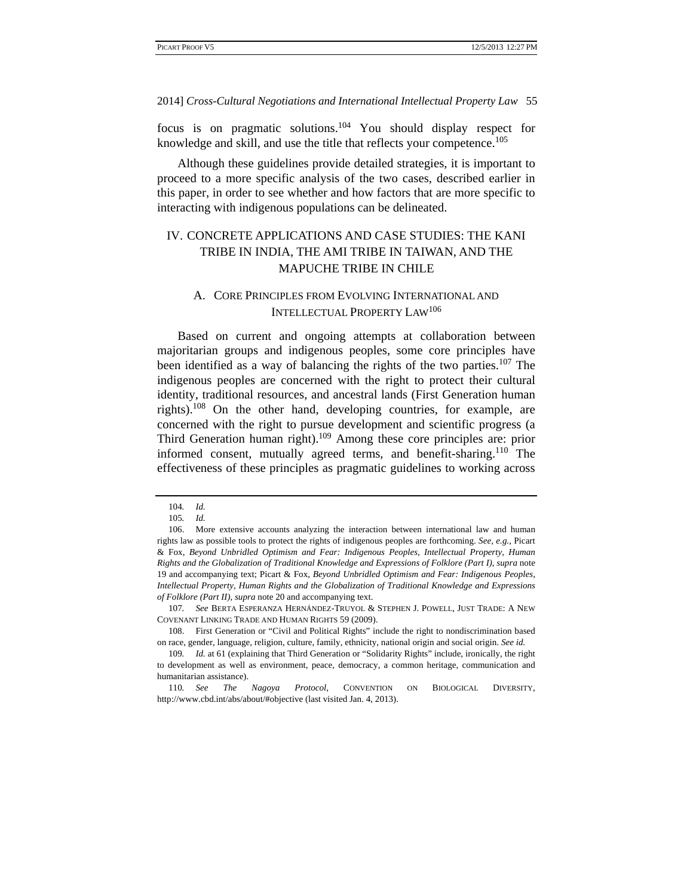focus is on pragmatic solutions.[104] You should display respect for knowledge and skill, and use the title that reflects your competence.[105]

Although these guidelines provide detailed strategies, it is important to proceed to a more specific analysis of the two cases, described earlier in this paper, in order to see whether and how factors that are more specific to interacting with indigenous populations can be delineated.

## IV. CONCRETE APPLICATIONS AND CASE STUDIES: THE KANI TRIBE IN INDIA, THE AMI TRIBE IN TAIWAN, AND THE MAPUCHE TRIBE IN CHILE

### A. Core Principles from Evolving International and Intellectual Property Law[106]

Based on current and ongoing attempts at collaboration between majoritarian groups and indigenous peoples, some core principles have been identified as a way of balancing the rights of the two parties.[107] The indigenous peoples are concerned with the right to protect their cultural identity, traditional resources, and ancestral lands (First Generation human rights).[108] On the other hand, developing countries, for example, are concerned with the right to pursue development and scientific progress (a Third Generation human right).[109] Among these core principles are: prior informed consent, mutually agreed terms, and benefit-sharing.[110] The effectiveness of these principles as pragmatic guidelines to working across

---

104. *Id.*

105. *Id.*

106. More extensive accounts analyzing the interaction between international law and human rights law as possible tools to protect the rights of indigenous peoples are forthcoming. *See, e.g.*, Picart & Fox, *Beyond Unbridled Optimism and Fear: Indigenous Peoples, Intellectual Property, Human Rights and the Globalization of Traditional Knowledge and Expressions of Folklore (Part I)*, *supra* note 19 and accompanying text; Picart & Fox, *Beyond Unbridled Optimism and Fear: Indigenous Peoples, Intellectual Property, Human Rights and the Globalization of Traditional Knowledge and Expressions of Folklore (Part II)*, *supra* note 20 and accompanying text.

107. *See* BERTA ESPERANZA HERNÁNDEZ-TRUYOL & STEPHEN J. POWELL, JUST TRADE: A NEW COVENANT LINKING TRADE AND HUMAN RIGHTS 59 (2009).

108. First Generation or "Civil and Political Rights" include the right to nondiscrimination based on race, gender, language, religion, culture, family, ethnicity, national origin and social origin. *See id.*

109. *Id.* at 61 (explaining that Third Generation or "Solidarity Rights" include, ironically, the right to development as well as environment, peace, democracy, a common heritage, communication and humanitarian assistance).

110. *See The Nagoya Protocol*, CONVENTION ON BIOLOGICAL DIVERSITY, http://www.cbd.int/abs/about/#objective (last visited Jan. 4, 2013).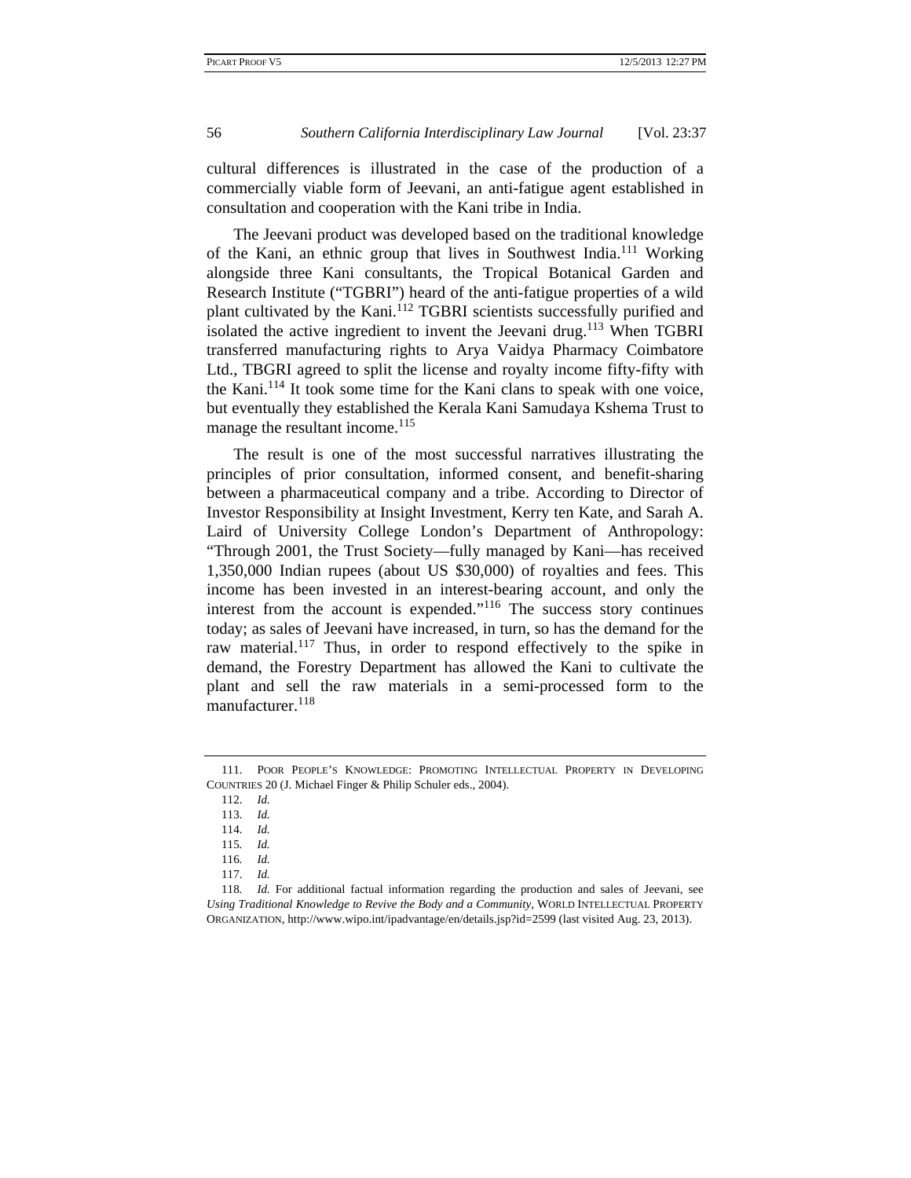cultural differences is illustrated in the case of the production of a commercially viable form of Jeevani, an anti-fatigue agent established in consultation and cooperation with the Kani tribe in India.

The Jeevani product was developed based on the traditional knowledge of the Kani, an ethnic group that lives in Southwest India.[111] Working alongside three Kani consultants, the Tropical Botanical Garden and Research Institute ("TGBRI") heard of the anti-fatigue properties of a wild plant cultivated by the Kani.[112] TGBRI scientists successfully purified and isolated the active ingredient to invent the Jeevani drug.[113] When TGBRI transferred manufacturing rights to Arya Vaidya Pharmacy Coimbatore Ltd., TBGRI agreed to split the license and royalty income fifty-fifty with the Kani.[114] It took some time for the Kani clans to speak with one voice, but eventually they established the Kerala Kani Samudaya Kshema Trust to manage the resultant income.[115]

The result is one of the most successful narratives illustrating the principles of prior consultation, informed consent, and benefit-sharing between a pharmaceutical company and a tribe. According to Director of Investor Responsibility at Insight Investment, Kerry ten Kate, and Sarah A. Laird of University College London's Department of Anthropology: "Through 2001, the Trust Society—fully managed by Kani—has received 1,350,000 Indian rupees (about US $30,000) of royalties and fees. This income has been invested in an interest-bearing account, and only the interest from the account is expended."[116] The success story continues today; as sales of Jeevani have increased, in turn, so has the demand for the raw material.[117] Thus, in order to respond effectively to the spike in demand, the Forestry Department has allowed the Kani to cultivate the plant and sell the raw materials in a semi-processed form to the manufacturer.[118]

---

111. POOR PEOPLE'S KNOWLEDGE: PROMOTING INTELLECTUAL PROPERTY IN DEVELOPING COUNTRIES 20 (J. Michael Finger & Philip Schuler eds., 2004).

112. *Id.*

113. *Id.*

114. *Id.*

115. *Id.*

116. *Id.*

117. *Id.*

118. *Id.* For additional factual information regarding the production and sales of Jeevani, see *Using Traditional Knowledge to Revive the Body and a Community*, WORLD INTELLECTUAL PROPERTY ORGANIZATION, http://www.wipo.int/ipadvantage/en/details.jsp?id=2599 (last visited Aug. 23, 2013).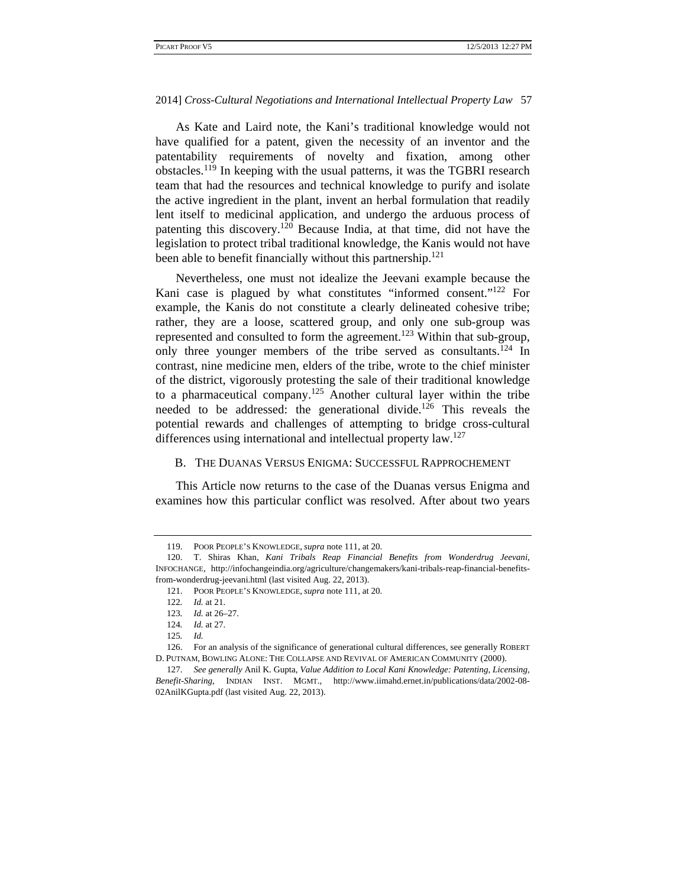As Kate and Laird note, the Kani's traditional knowledge would not have qualified for a patent, given the necessity of an inventor and the patentability requirements of novelty and fixation, among other obstacles.[119] In keeping with the usual patterns, it was the TGBRI research team that had the resources and technical knowledge to purify and isolate the active ingredient in the plant, invent an herbal formulation that readily lent itself to medicinal application, and undergo the arduous process of patenting this discovery.[120] Because India, at that time, did not have the legislation to protect tribal traditional knowledge, the Kanis would not have been able to benefit financially without this partnership.[121]

Nevertheless, one must not idealize the Jeevani example because the Kani case is plagued by what constitutes "informed consent."[122] For example, the Kanis do not constitute a clearly delineated cohesive tribe; rather, they are a loose, scattered group, and only one sub-group was represented and consulted to form the agreement.[123] Within that sub-group, only three younger members of the tribe served as consultants.[124] In contrast, nine medicine men, elders of the tribe, wrote to the chief minister of the district, vigorously protesting the sale of their traditional knowledge to a pharmaceutical company.[125] Another cultural layer within the tribe needed to be addressed: the generational divide.[126] This reveals the potential rewards and challenges of attempting to bridge cross-cultural differences using international and intellectual property law.[127]

### B. The Duanas Versus Enigma: Successful Rapprochement

This Article now returns to the case of the Duanas versus Enigma and examines how this particular conflict was resolved. After about two years

---

119. Poor People's Knowledge, *supra* note 111, at 20.

120. T. Shiras Khan, *Kani Tribals Reap Financial Benefits from Wonderdrug Jeevani*, Infochange, http://infochangeindia.org/agriculture/changemakers/kani-tribals-reap-financial-benefits-from-wonderdrug-jeevani.html (last visited Aug. 22, 2013).

121. Poor People's Knowledge, *supra* note 111, at 20.

122. *Id.* at 21.

123. *Id.* at 26–27.

124. *Id.* at 27.

125. *Id.*

126. For an analysis of the significance of generational cultural differences, see generally Robert D. Putnam, Bowling Alone: The Collapse and Revival of American Community (2000).

127. *See generally* Anil K. Gupta, *Value Addition to Local Kani Knowledge: Patenting, Licensing, Benefit-Sharing*, Indian Inst. Mgmt., http://www.iimahd.ernet.in/publications/data/2002-08-02AnilKGupta.pdf (last visited Aug. 22, 2013).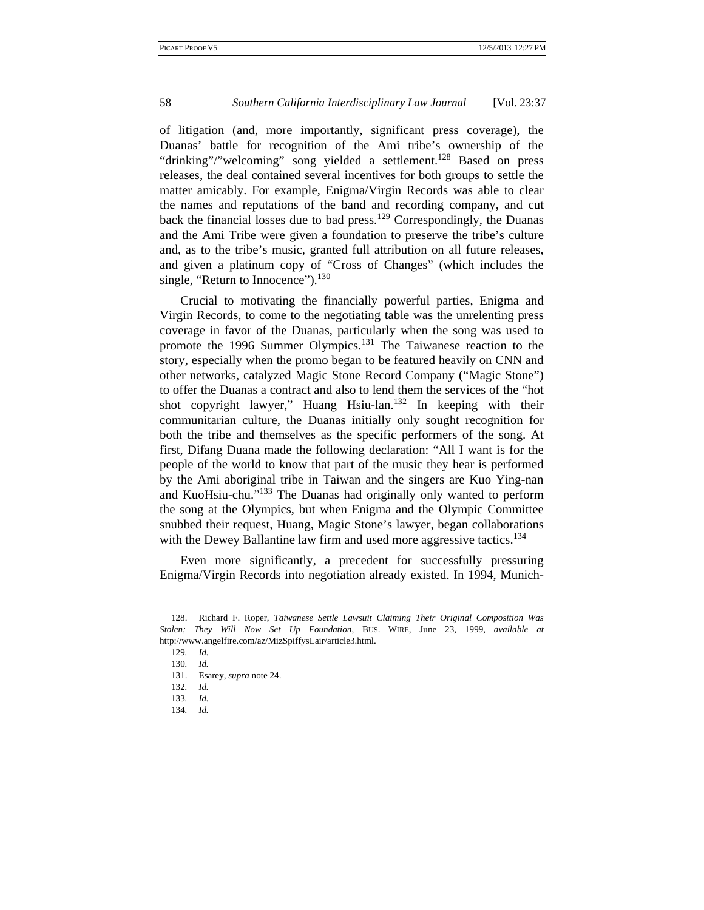of litigation (and, more importantly, significant press coverage), the Duanas' battle for recognition of the Ami tribe's ownership of the "drinking"/"welcoming" song yielded a settlement.[128] Based on press releases, the deal contained several incentives for both groups to settle the matter amicably. For example, Enigma/Virgin Records was able to clear the names and reputations of the band and recording company, and cut back the financial losses due to bad press.[129] Correspondingly, the Duanas and the Ami Tribe were given a foundation to preserve the tribe's culture and, as to the tribe's music, granted full attribution on all future releases, and given a platinum copy of "Cross of Changes" (which includes the single, "Return to Innocence").[130]

Crucial to motivating the financially powerful parties, Enigma and Virgin Records, to come to the negotiating table was the unrelenting press coverage in favor of the Duanas, particularly when the song was used to promote the 1996 Summer Olympics.[131] The Taiwanese reaction to the story, especially when the promo began to be featured heavily on CNN and other networks, catalyzed Magic Stone Record Company ("Magic Stone") to offer the Duanas a contract and also to lend them the services of the "hot shot copyright lawyer," Huang Hsiu-lan.[132] In keeping with their communitarian culture, the Duanas initially only sought recognition for both the tribe and themselves as the specific performers of the song. At first, Difang Duana made the following declaration: "All I want is for the people of the world to know that part of the music they hear is performed by the Ami aboriginal tribe in Taiwan and the singers are Kuo Ying-nan and KuoHsiu-chu."[133] The Duanas had originally only wanted to perform the song at the Olympics, but when Enigma and the Olympic Committee snubbed their request, Huang, Magic Stone's lawyer, began collaborations with the Dewey Ballantine law firm and used more aggressive tactics.[134]

Even more significantly, a precedent for successfully pressuring Enigma/Virgin Records into negotiation already existed. In 1994, Munich-

---

128. Richard F. Roper, *Taiwanese Settle Lawsuit Claiming Their Original Composition Was Stolen; They Will Now Set Up Foundation*, BUS. WIRE, June 23, 1999, *available at* http://www.angelfire.com/az/MizSpiffysLair/article3.html.

129. *Id.*

130. *Id.*

131. Esarey, *supra* note 24.

132. *Id.*

133. *Id.*

134. *Id.*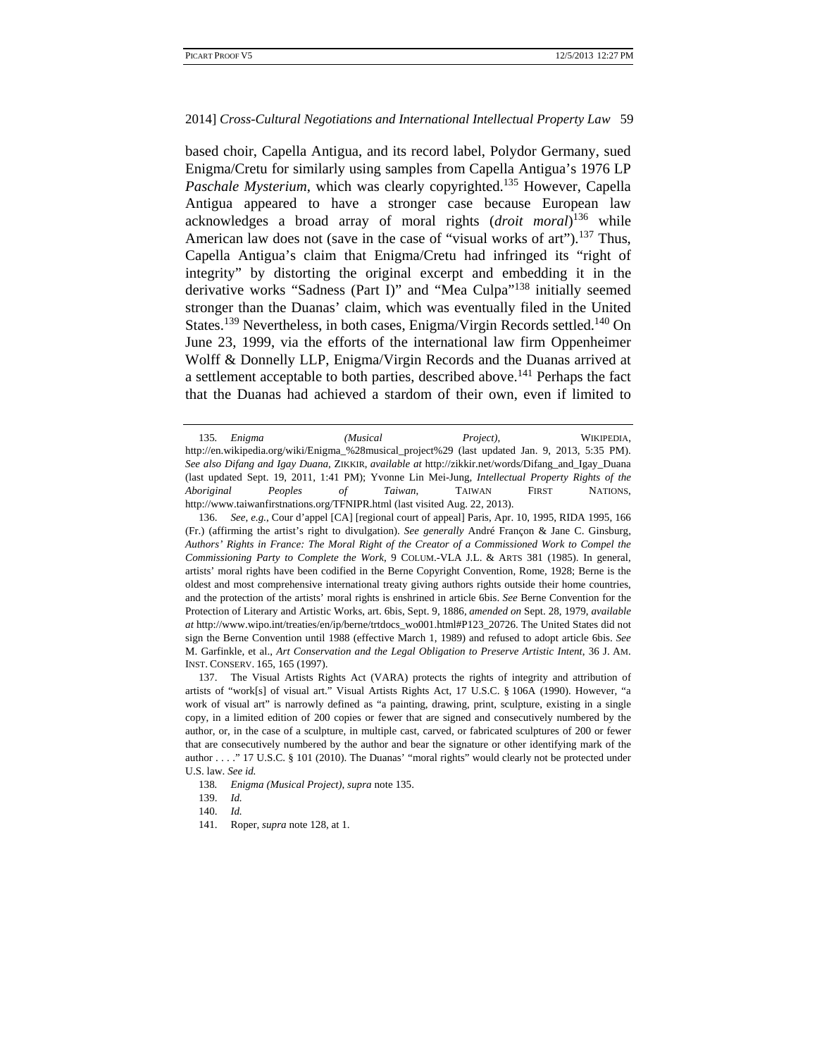based choir, Capella Antigua, and its record label, Polydor Germany, sued Enigma/Cretu for similarly using samples from Capella Antigua's 1976 LP *Paschale Mysterium*, which was clearly copyrighted.[135] However, Capella Antigua appeared to have a stronger case because European law acknowledges a broad array of moral rights (*droit moral*)[136] while American law does not (save in the case of "visual works of art").[137] Thus, Capella Antigua's claim that Enigma/Cretu had infringed its "right of integrity" by distorting the original excerpt and embedding it in the derivative works "Sadness (Part I)" and "Mea Culpa"[138] initially seemed stronger than the Duanas' claim, which was eventually filed in the United States.[139] Nevertheless, in both cases, Enigma/Virgin Records settled.[140] On June 23, 1999, via the efforts of the international law firm Oppenheimer Wolff & Donnelly LLP, Enigma/Virgin Records and the Duanas arrived at a settlement acceptable to both parties, described above.[141] Perhaps the fact that the Duanas had achieved a stardom of their own, even if limited to

---

135. *Enigma (Musical Project)*, WIKIPEDIA, http://en.wikipedia.org/wiki/Enigma_%28musical_project%29 (last updated Jan. 9, 2013, 5:35 PM). *See also Difang and Igay Duana*, ZIKKIR, *available at* http://zikkir.net/words/Difang_and_Igay_Duana (last updated Sept. 19, 2011, 1:41 PM); Yvonne Lin Mei-Jung, *Intellectual Property Rights of the Aboriginal Peoples of Taiwan*, TAIWAN FIRST NATIONS, http://www.taiwanfirstnations.org/TFNIPR.html (last visited Aug. 22, 2013).

136. *See, e.g.*, Cour d'appel [CA] [regional court of appeal] Paris, Apr. 10, 1995, RIDA 1995, 166 (Fr.) (affirming the artist's right to divulgation). *See generally* André Françon & Jane C. Ginsburg, *Authors' Rights in France: The Moral Right of the Creator of a Commissioned Work to Compel the Commissioning Party to Complete the Work*, 9 COLUM.-VLA J.L. & ARTS 381 (1985). In general, artists' moral rights have been codified in the Berne Copyright Convention, Rome, 1928; Berne is the oldest and most comprehensive international treaty giving authors rights outside their home countries, and the protection of the artists' moral rights is enshrined in article 6bis. *See* Berne Convention for the Protection of Literary and Artistic Works, art. 6bis, Sept. 9, 1886, *amended on* Sept. 28, 1979, *available at* http://www.wipo.int/treaties/en/ip/berne/trtdocs_wo001.html#P123_20726. The United States did not sign the Berne Convention until 1988 (effective March 1, 1989) and refused to adopt article 6bis. *See* M. Garfinkle, et al., *Art Conservation and the Legal Obligation to Preserve Artistic Intent*, 36 J. AM. INST. CONSERV. 165, 165 (1997).

137. The Visual Artists Rights Act (VARA) protects the rights of integrity and attribution of artists of "work[s] of visual art." Visual Artists Rights Act, 17 U.S.C. § 106A (1990). However, "a work of visual art" is narrowly defined as "a painting, drawing, print, sculpture, existing in a single copy, in a limited edition of 200 copies or fewer that are signed and consecutively numbered by the author, or, in the case of a sculpture, in multiple cast, carved, or fabricated sculptures of 200 or fewer that are consecutively numbered by the author and bear the signature or other identifying mark of the author . . . ." 17 U.S.C. § 101 (2010). The Duanas' "moral rights" would clearly not be protected under U.S. law. *See id.*

138. *Enigma (Musical Project)*, *supra* note 135.

139. *Id.*

140. *Id.*

141. Roper, *supra* note 128, at 1.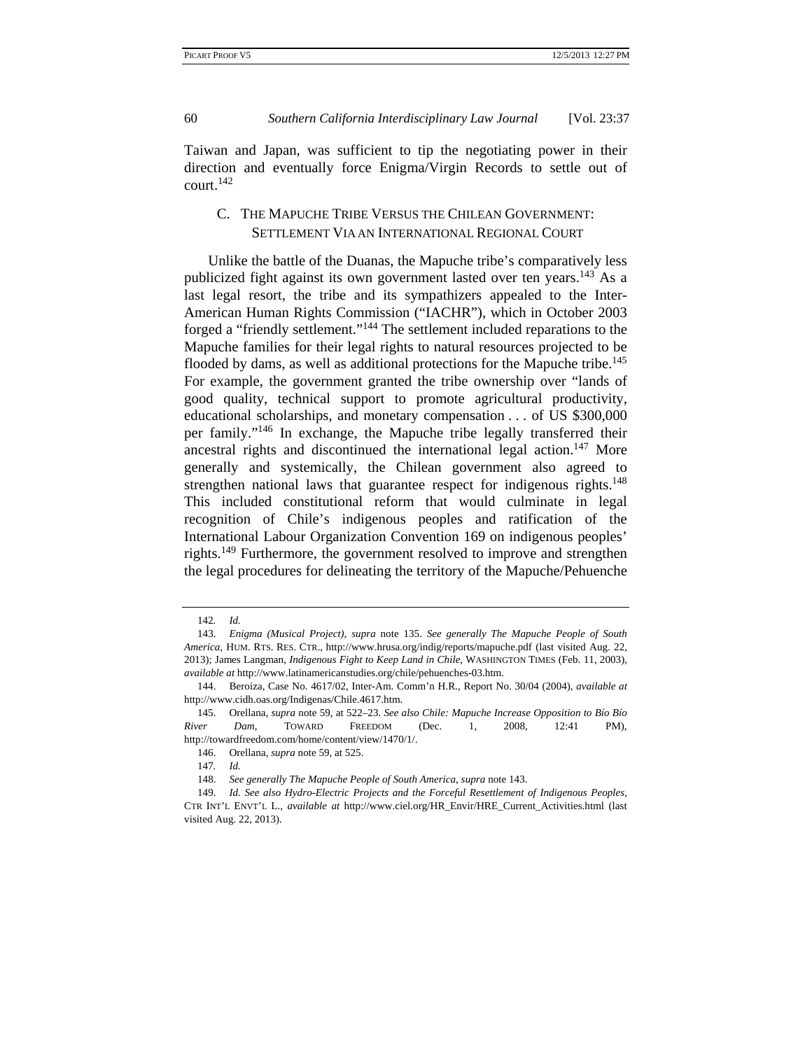Taiwan and Japan, was sufficient to tip the negotiating power in their direction and eventually force Enigma/Virgin Records to settle out of court.[142]

### C. THE MAPUCHE TRIBE VERSUS THE CHILEAN GOVERNMENT: SETTLEMENT VIA AN INTERNATIONAL REGIONAL COURT

Unlike the battle of the Duanas, the Mapuche tribe's comparatively less publicized fight against its own government lasted over ten years.[143] As a last legal resort, the tribe and its sympathizers appealed to the Inter-American Human Rights Commission ("IACHR"), which in October 2003 forged a "friendly settlement."[144] The settlement included reparations to the Mapuche families for their legal rights to natural resources projected to be flooded by dams, as well as additional protections for the Mapuche tribe.[145] For example, the government granted the tribe ownership over "lands of good quality, technical support to promote agricultural productivity, educational scholarships, and monetary compensation . . . of US $300,000 per family."[146] In exchange, the Mapuche tribe legally transferred their ancestral rights and discontinued the international legal action.[147] More generally and systemically, the Chilean government also agreed to strengthen national laws that guarantee respect for indigenous rights.[148] This included constitutional reform that would culminate in legal recognition of Chile's indigenous peoples and ratification of the International Labour Organization Convention 169 on indigenous peoples' rights.[149] Furthermore, the government resolved to improve and strengthen the legal procedures for delineating the territory of the Mapuche/Pehuenche

---

142. *Id.*

143. *Enigma (Musical Project)*, *supra* note 135. *See generally The Mapuche People of South America*, HUM. RTS. RES. CTR., http://www.hrusa.org/indig/reports/mapuche.pdf (last visited Aug. 22, 2013); James Langman, *Indigenous Fight to Keep Land in Chile*, WASHINGTON TIMES (Feb. 11, 2003), *available at* http://www.latinamericanstudies.org/chile/pehuenches-03.htm.

144. Beroiza, Case No. 4617/02, Inter-Am. Comm'n H.R., Report No. 30/04 (2004), *available at* http://www.cidh.oas.org/Indigenas/Chile.4617.htm.

145. Orellana, *supra* note 59, at 522–23. *See also Chile: Mapuche Increase Opposition to Bío Bío River Dam*, TOWARD FREEDOM (Dec. 1, 2008, 12:41 PM), http://towardfreedom.com/home/content/view/1470/1/.

146. Orellana, *supra* note 59, at 525.

147. *Id.*

148. *See generally The Mapuche People of South America*, *supra* note 143.

149. *Id. See also Hydro-Electric Projects and the Forceful Resettlement of Indigenous Peoples*, CTR INT'L ENVT'L L., *available at* http://www.ciel.org/HR_Envir/HRE_Current_Activities.html (last visited Aug. 22, 2013).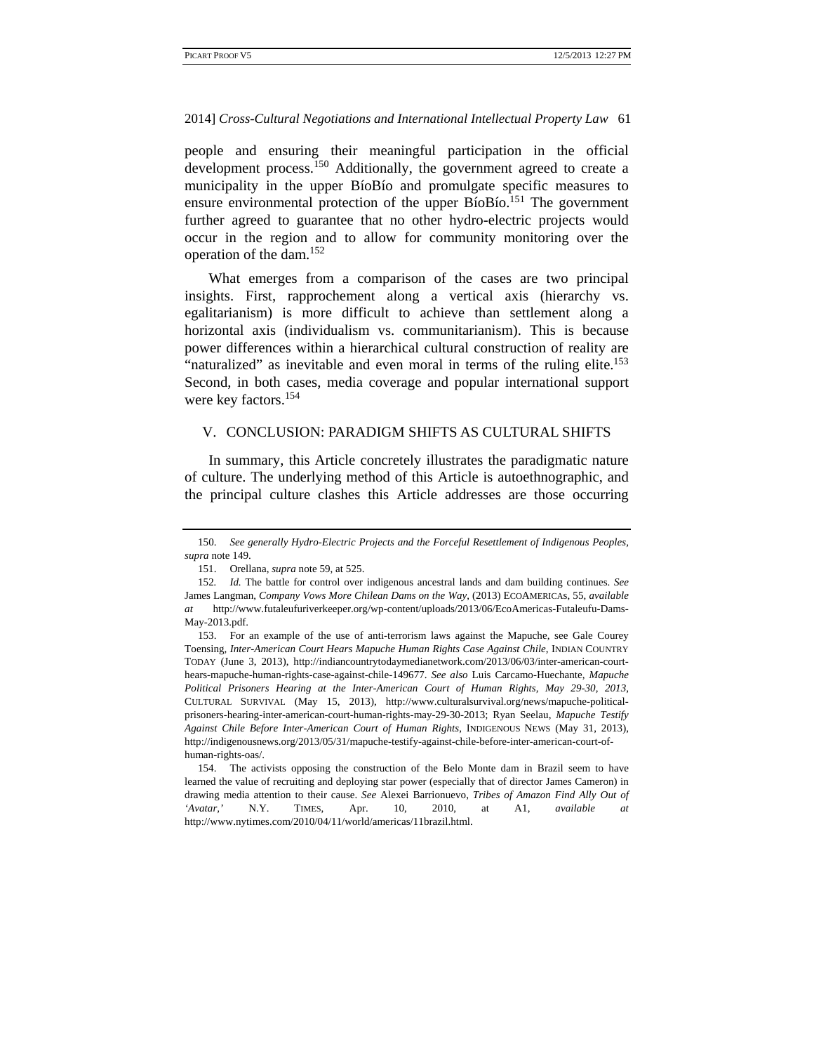people and ensuring their meaningful participation in the official development process.[150] Additionally, the government agreed to create a municipality in the upper BíoBío and promulgate specific measures to ensure environmental protection of the upper BíoBío.[151] The government further agreed to guarantee that no other hydro-electric projects would occur in the region and to allow for community monitoring over the operation of the dam.[152]

What emerges from a comparison of the cases are two principal insights. First, rapprochement along a vertical axis (hierarchy vs. egalitarianism) is more difficult to achieve than settlement along a horizontal axis (individualism vs. communitarianism). This is because power differences within a hierarchical cultural construction of reality are "naturalized" as inevitable and even moral in terms of the ruling elite.[153] Second, in both cases, media coverage and popular international support were key factors.[154]

## V. CONCLUSION: PARADIGM SHIFTS AS CULTURAL SHIFTS

In summary, this Article concretely illustrates the paradigmatic nature of culture. The underlying method of this Article is autoethnographic, and the principal culture clashes this Article addresses are those occurring

---

150. *See generally Hydro-Electric Projects and the Forceful Resettlement of Indigenous Peoples*, *supra* note 149.

151. Orellana, *supra* note 59, at 525.

152. *Id.* The battle for control over indigenous ancestral lands and dam building continues. *See* James Langman, *Company Vows More Chilean Dams on the Way*, (2013) ECOAMERICAS, 55, *available at* http://www.futaleufuriverkeeper.org/wp-content/uploads/2013/06/EcoAmericas-Futaleufu-Dams-May-2013.pdf.

153. For an example of the use of anti-terrorism laws against the Mapuche, see Gale Courey Toensing, *Inter-American Court Hears Mapuche Human Rights Case Against Chile*, INDIAN COUNTRY TODAY (June 3, 2013), http://indiancountrytodaymedianetwork.com/2013/06/03/inter-american-court-hears-mapuche-human-rights-case-against-chile-149677. *See also* Luis Carcamo-Huechante, *Mapuche Political Prisoners Hearing at the Inter-American Court of Human Rights, May 29-30, 2013*, CULTURAL SURVIVAL (May 15, 2013), http://www.culturalsurvival.org/news/mapuche-political-prisoners-hearing-inter-american-court-human-rights-may-29-30-2013; Ryan Seelau, *Mapuche Testify Against Chile Before Inter-American Court of Human Rights*, INDIGENOUS NEWS (May 31, 2013), http://indigenousnews.org/2013/05/31/mapuche-testify-against-chile-before-inter-american-court-of-human-rights-oas/.

154. The activists opposing the construction of the Belo Monte dam in Brazil seem to have learned the value of recruiting and deploying star power (especially that of director James Cameron) in drawing media attention to their cause. *See* Alexei Barrionuevo, *Tribes of Amazon Find Ally Out of 'Avatar,'* N.Y. TIMES, Apr. 10, 2010, at A1, *available at* http://www.nytimes.com/2010/04/11/world/americas/11brazil.html.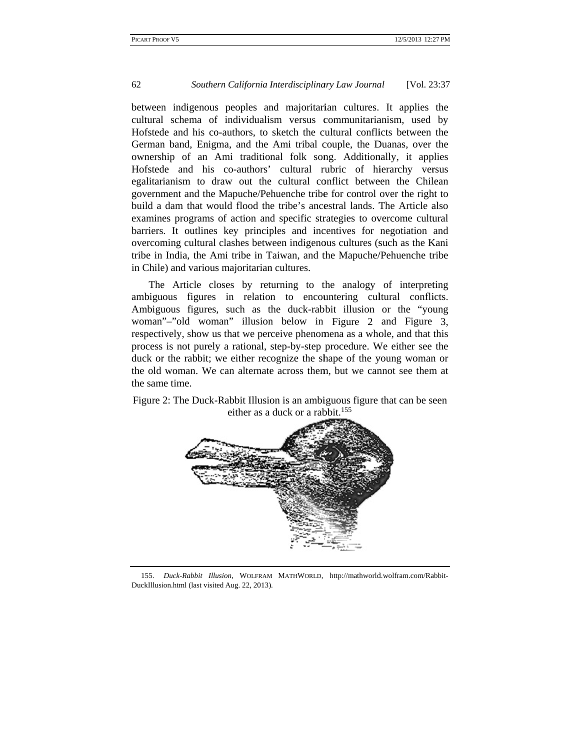between indigenous peoples and majoritarian cultures. It applies the cultural schema of individualism versus communitarianism, used by Hofstede and his co-authors, to sketch the cultural conflicts between the German band, Enigma, and the Ami tribal couple, the Duanas, over the ownership of an Ami traditional folk song. Additionally, it applies Hofstede and his co-authors' cultural rubric of hierarchy versus egalitarianism to draw out the cultural conflict between the Chilean government and the Mapuche/Pehuenche tribe for control over the right to build a dam that would flood the tribe's ancestral lands. The Article also examines programs of action and specific strategies to overcome cultural barriers. It outlines key principles and incentives for negotiation and overcoming cultural clashes between indigenous cultures (such as the Kani tribe in India, the Ami tribe in Taiwan, and the Mapuche/Pehuenche tribe in Chile) and various majoritarian cultures.

The Article closes by returning to the analogy of interpreting ambiguous figures in relation to encountering cultural conflicts. Ambiguous figures, such as the duck-rabbit illusion or the "young woman"–"old woman" illusion below in Figure 2 and Figure 3, respectively, show us that we perceive phenomena as a whole, and that this process is not purely a rational, step-by-step procedure. We either see the duck or the rabbit; we either recognize the shape of the young woman or the old woman. We can alternate across them, but we cannot see them at the same time.

Figure 2: The Duck-Rabbit Illusion is an ambiguous figure that can be seen either as a duck or a rabbit.[155]

155. *Duck-Rabbit Illusion*, WOLFRAM MATHWORLD, http://mathworld.wolfram.com/Rabbit-DuckIllusion.html (last visited Aug. 22, 2013).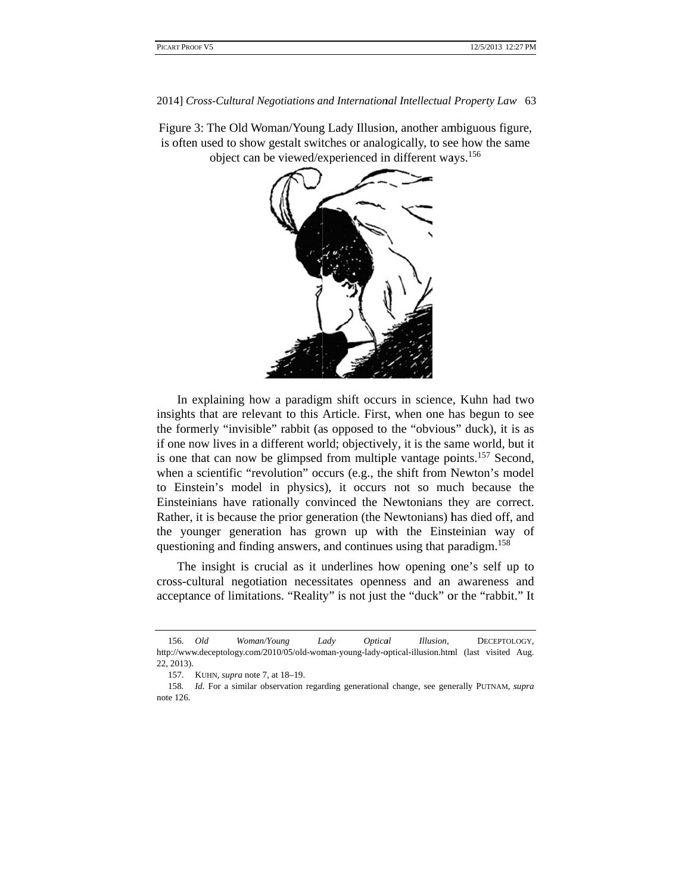Figure 3: The Old Woman/Young Lady Illusion, another ambiguous figure, is often used to show gestalt switches or analogically, to see how the same object can be viewed/experienced in different ways.[156]

In explaining how a paradigm shift occurs in science, Kuhn had two insights that are relevant to this Article. First, when one has begun to see the formerly "invisible" rabbit (as opposed to the "obvious" duck), it is as if one now lives in a different world; objectively, it is the same world, but it is one that can now be glimpsed from multiple vantage points.[157] Second, when a scientific "revolution" occurs (e.g., the shift from Newton's model to Einstein's model in physics), it occurs not so much because the Einsteinians have rationally convinced the Newtonians they are correct. Rather, it is because the prior generation (the Newtonians) has died off, and the younger generation has grown up with the Einsteinian way of questioning and finding answers, and continues using that paradigm.[158]

The insight is crucial as it underlines how opening one's self up to cross-cultural negotiation necessitates openness and an awareness and acceptance of limitations. "Reality" is not just the "duck" or the "rabbit." It

---

156. *Old Woman/Young Lady Optical Illusion*, DECEPTOLOGY, http://www.deceptology.com/2010/05/old-woman-young-lady-optical-illusion.html (last visited Aug. 22, 2013).

157. KUHN, *supra* note 7, at 18–19.

158. *Id.* For a similar observation regarding generational change, see generally PUTNAM, *supra* note 126.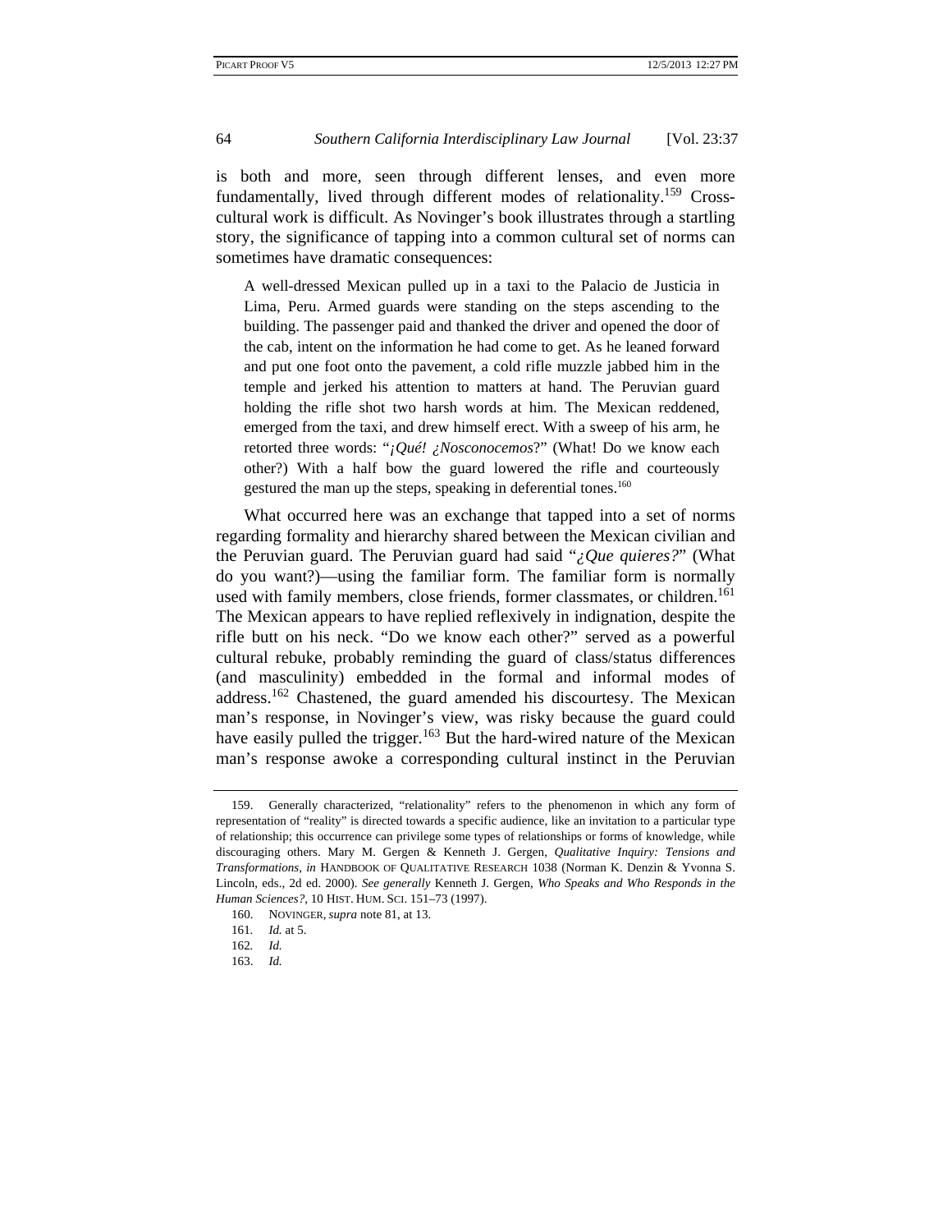is both and more, seen through different lenses, and even more fundamentally, lived through different modes of relationality.[159] Cross-cultural work is difficult. As Novinger's book illustrates through a startling story, the significance of tapping into a common cultural set of norms can sometimes have dramatic consequences:

> A well-dressed Mexican pulled up in a taxi to the Palacio de Justicia in Lima, Peru. Armed guards were standing on the steps ascending to the building. The passenger paid and thanked the driver and opened the door of the cab, intent on the information he had come to get. As he leaned forward and put one foot onto the pavement, a cold rifle muzzle jabbed him in the temple and jerked his attention to matters at hand. The Peruvian guard holding the rifle shot two harsh words at him. The Mexican reddened, emerged from the taxi, and drew himself erect. With a sweep of his arm, he retorted three words: "*¡Qué! ¿Nosconocemos*?" (What! Do we know each other?) With a half bow the guard lowered the rifle and courteously gestured the man up the steps, speaking in deferential tones.[160]

What occurred here was an exchange that tapped into a set of norms regarding formality and hierarchy shared between the Mexican civilian and the Peruvian guard. The Peruvian guard had said "*¿Que quieres?*" (What do you want?)—using the familiar form. The familiar form is normally used with family members, close friends, former classmates, or children.[161] The Mexican appears to have replied reflexively in indignation, despite the rifle butt on his neck. "Do we know each other?" served as a powerful cultural rebuke, probably reminding the guard of class/status differences (and masculinity) embedded in the formal and informal modes of address.[162] Chastened, the guard amended his discourtesy. The Mexican man's response, in Novinger's view, was risky because the guard could have easily pulled the trigger.[163] But the hard-wired nature of the Mexican man's response awoke a corresponding cultural instinct in the Peruvian

---

159. Generally characterized, "relationality" refers to the phenomenon in which any form of representation of "reality" is directed towards a specific audience, like an invitation to a particular type of relationship; this occurrence can privilege some types of relationships or forms of knowledge, while discouraging others. Mary M. Gergen & Kenneth J. Gergen, *Qualitative Inquiry: Tensions and Transformations*, *in* HANDBOOK OF QUALITATIVE RESEARCH 1038 (Norman K. Denzin & Yvonna S. Lincoln, eds., 2d ed. 2000). *See generally* Kenneth J. Gergen, *Who Speaks and Who Responds in the Human Sciences?*, 10 HIST. HUM. SCI. 151–73 (1997).

160. NOVINGER, *supra* note 81, at 13.

161. *Id.* at 5.

162. *Id.*

163. *Id.*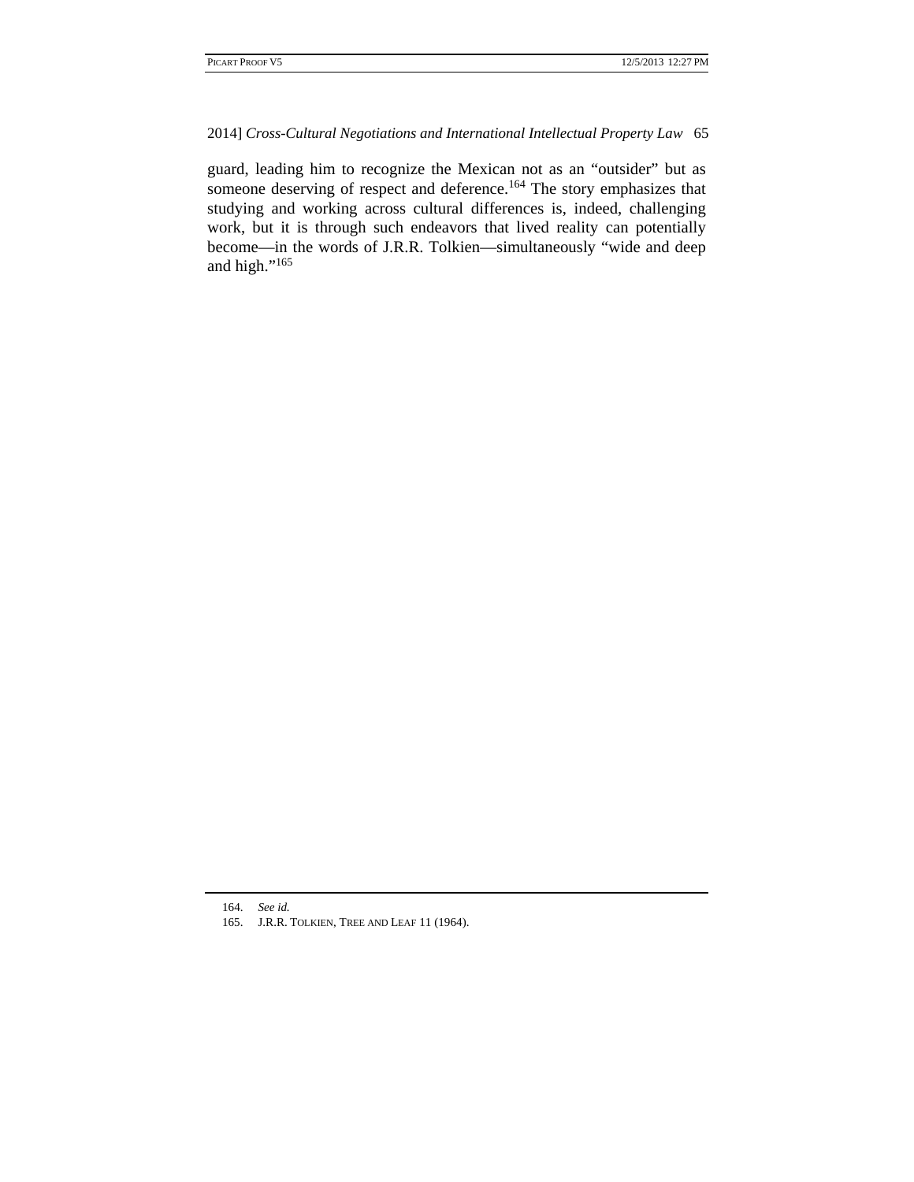guard, leading him to recognize the Mexican not as an "outsider" but as someone deserving of respect and deference.[164] The story emphasizes that studying and working across cultural differences is, indeed, challenging work, but it is through such endeavors that lived reality can potentially become—in the words of J.R.R. Tolkien—simultaneously "wide and deep and high."[165]

---

164. *See id.*

165. J.R.R. TOLKIEN, TREE AND LEAF 11 (1964).